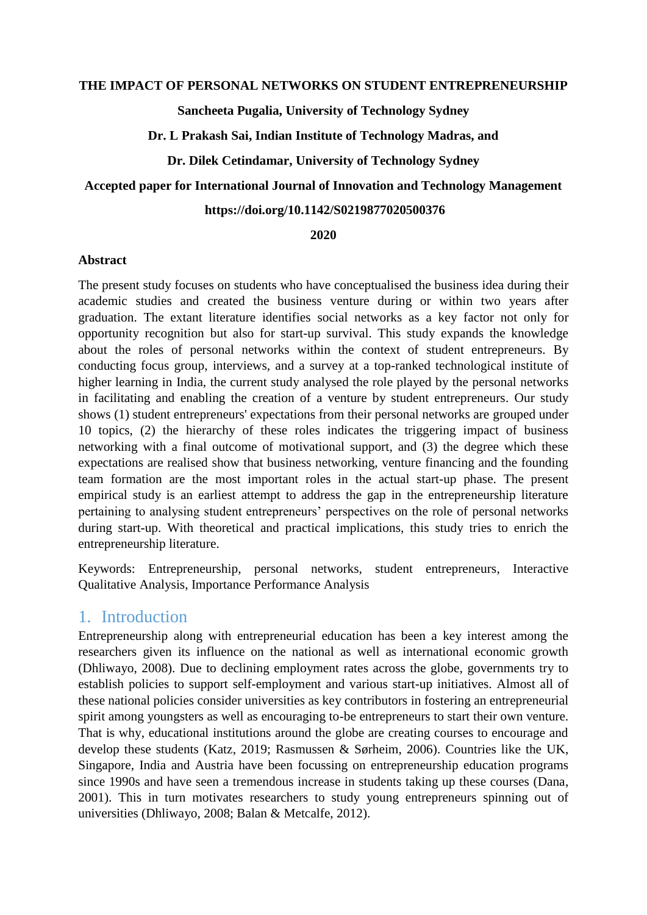**THE IMPACT OF PERSONAL NETWORKS ON STUDENT ENTREPRENEURSHIP**

**Sancheeta Pugalia, University of Technology Sydney**

**Dr. L Prakash Sai, Indian Institute of Technology Madras, and**

**Dr. Dilek Cetindamar, University of Technology Sydney**

**Accepted paper for International Journal of Innovation and Technology Management**

**https://doi.org/10.1142/S0219877020500376**

**2020**

**Abstract**

The present study focuses on students who have conceptualised the business idea during their academic studies and created the business venture during or within two years after graduation. The extant literature identifies social networks as a key factor not only for opportunity recognition but also for start-up survival. This study expands the knowledge about the roles of personal networks within the context of student entrepreneurs. By conducting focus group, interviews, and a survey at a top-ranked technological institute of higher learning in India, the current study analysed the role played by the personal networks in facilitating and enabling the creation of a venture by student entrepreneurs. Our study shows (1) student entrepreneurs' expectations from their personal networks are grouped under 10 topics, (2) the hierarchy of these roles indicates the triggering impact of business networking with a final outcome of motivational support, and (3) the degree which these expectations are realised show that business networking, venture financing and the founding team formation are the most important roles in the actual start-up phase. The present empirical study is an earliest attempt to address the gap in the entrepreneurship literature pertaining to analysing student entrepreneurs' perspectives on the role of personal networks during start-up. With theoretical and practical implications, this study tries to enrich the entrepreneurship literature.

Keywords: Entrepreneurship, personal networks, student entrepreneurs, Interactive Qualitative Analysis, Importance Performance Analysis

# 1. Introduction

Entrepreneurship along with entrepreneurial education has been a key interest among the researchers given its influence on the national as well as international economic growth (Dhliwayo, 2008). Due to declining employment rates across the globe, governments try to establish policies to support self-employment and various start-up initiatives. Almost all of these national policies consider universities as key contributors in fostering an entrepreneurial spirit among youngsters as well as encouraging to-be entrepreneurs to start their own venture. That is why, educational institutions around the globe are creating courses to encourage and develop these students (Katz, 2019; Rasmussen & Sørheim, 2006). Countries like the UK, Singapore, India and Austria have been focussing on entrepreneurship education programs since 1990s and have seen a tremendous increase in students taking up these courses (Dana, 2001). This in turn motivates researchers to study young entrepreneurs spinning out of universities (Dhliwayo, 2008; Balan & Metcalfe, 2012).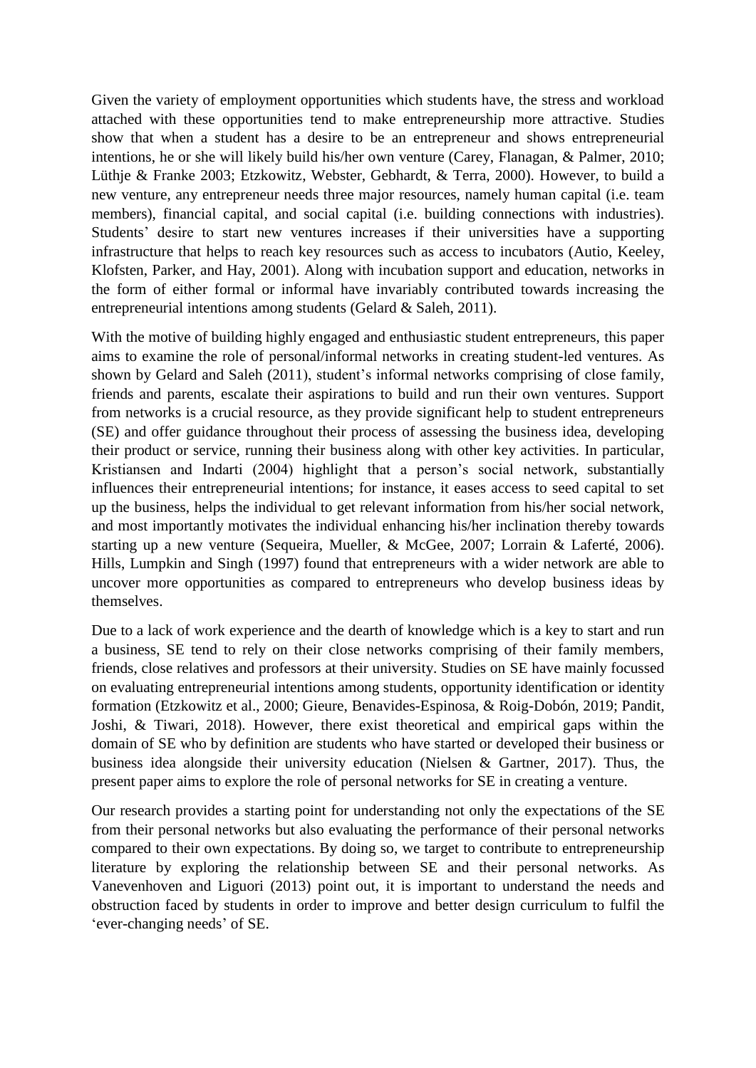Given the variety of employment opportunities which students have, the stress and workload attached with these opportunities tend to make entrepreneurship more attractive. Studies show that when a student has a desire to be an entrepreneur and shows entrepreneurial intentions, he or she will likely build his/her own venture (Carey, Flanagan, & Palmer, 2010; Lüthje & Franke 2003; Etzkowitz, Webster, Gebhardt, & Terra, 2000). However, to build a new venture, any entrepreneur needs three major resources, namely human capital (i.e. team members), financial capital, and social capital (i.e. building connections with industries). Students' desire to start new ventures increases if their universities have a supporting infrastructure that helps to reach key resources such as access to incubators (Autio, Keeley, Klofsten, Parker, and Hay, 2001). Along with incubation support and education, networks in the form of either formal or informal have invariably contributed towards increasing the entrepreneurial intentions among students (Gelard & Saleh, 2011).

With the motive of building highly engaged and enthusiastic student entrepreneurs, this paper aims to examine the role of personal/informal networks in creating student-led ventures. As shown by Gelard and Saleh (2011), student's informal networks comprising of close family, friends and parents, escalate their aspirations to build and run their own ventures. Support from networks is a crucial resource, as they provide significant help to student entrepreneurs (SE) and offer guidance throughout their process of assessing the business idea, developing their product or service, running their business along with other key activities. In particular, Kristiansen and Indarti (2004) highlight that a person's social network, substantially influences their entrepreneurial intentions; for instance, it eases access to seed capital to set up the business, helps the individual to get relevant information from his/her social network, and most importantly motivates the individual enhancing his/her inclination thereby towards starting up a new venture (Sequeira, Mueller, & McGee, 2007; Lorrain & Laferté, 2006). Hills, Lumpkin and Singh (1997) found that entrepreneurs with a wider network are able to uncover more opportunities as compared to entrepreneurs who develop business ideas by themselves.

Due to a lack of work experience and the dearth of knowledge which is a key to start and run a business, SE tend to rely on their close networks comprising of their family members, friends, close relatives and professors at their university. Studies on SE have mainly focussed on evaluating entrepreneurial intentions among students, opportunity identification or identity formation (Etzkowitz et al., 2000; Gieure, Benavides-Espinosa, & Roig-Dobón, 2019; Pandit, Joshi, & Tiwari, 2018). However, there exist theoretical and empirical gaps within the domain of SE who by definition are students who have started or developed their business or business idea alongside their university education (Nielsen & Gartner, 2017). Thus, the present paper aims to explore the role of personal networks for SE in creating a venture.

Our research provides a starting point for understanding not only the expectations of the SE from their personal networks but also evaluating the performance of their personal networks compared to their own expectations. By doing so, we target to contribute to entrepreneurship literature by exploring the relationship between SE and their personal networks. As Vanevenhoven and Liguori (2013) point out, it is important to understand the needs and obstruction faced by students in order to improve and better design curriculum to fulfil the 'ever-changing needs' of SE.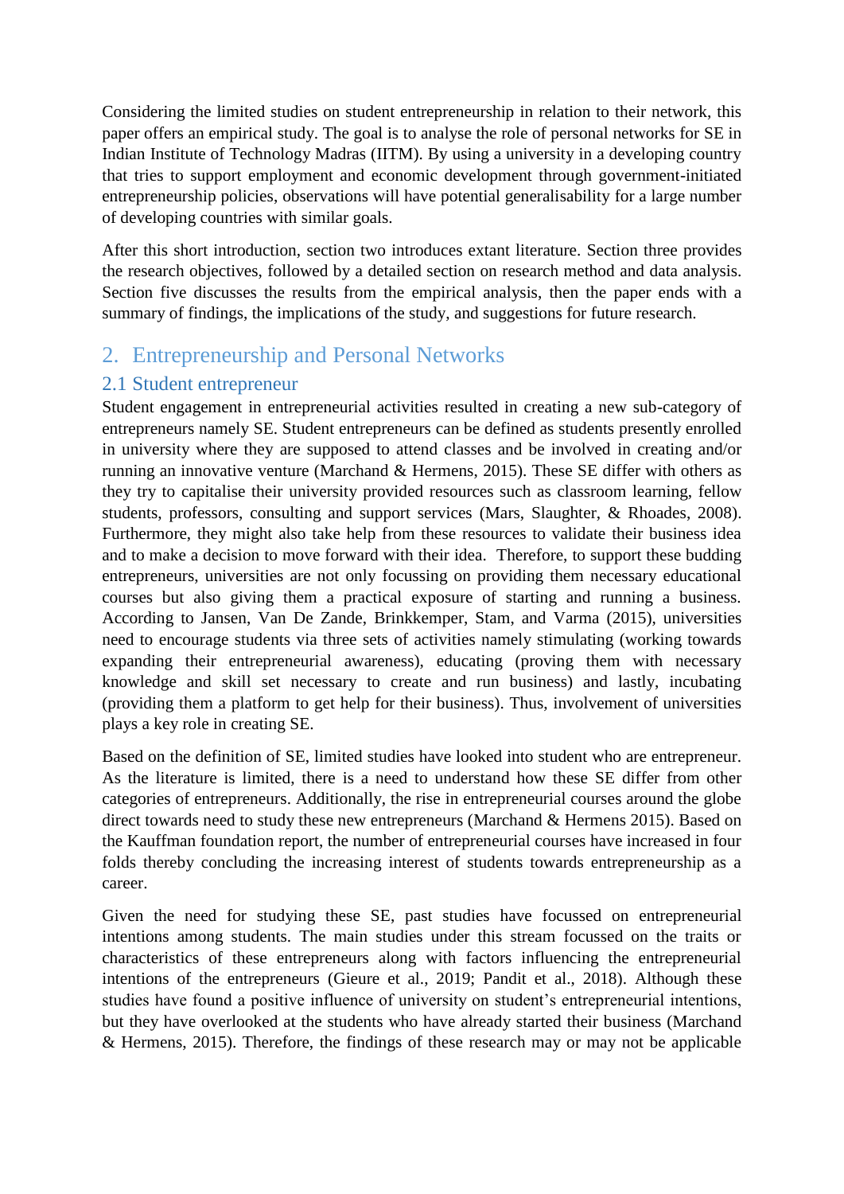Considering the limited studies on student entrepreneurship in relation to their network, this paper offers an empirical study. The goal is to analyse the role of personal networks for SE in Indian Institute of Technology Madras (IITM). By using a university in a developing country that tries to support employment and economic development through government-initiated entrepreneurship policies, observations will have potential generalisability for a large number of developing countries with similar goals.

After this short introduction, section two introduces extant literature. Section three provides the research objectives, followed by a detailed section on research method and data analysis. Section five discusses the results from the empirical analysis, then the paper ends with a summary of findings, the implications of the study, and suggestions for future research.

## 2. Entrepreneurship and Personal Networks

### 2.1 Student entrepreneur

Student engagement in entrepreneurial activities resulted in creating a new sub-category of entrepreneurs namely SE. Student entrepreneurs can be defined as students presently enrolled in university where they are supposed to attend classes and be involved in creating and/or running an innovative venture (Marchand & Hermens, 2015). These SE differ with others as they try to capitalise their university provided resources such as classroom learning, fellow students, professors, consulting and support services (Mars, Slaughter, & Rhoades, 2008). Furthermore, they might also take help from these resources to validate their business idea and to make a decision to move forward with their idea. Therefore, to support these budding entrepreneurs, universities are not only focussing on providing them necessary educational courses but also giving them a practical exposure of starting and running a business. According to Jansen, Van De Zande, Brinkkemper, Stam, and Varma (2015), universities need to encourage students via three sets of activities namely stimulating (working towards expanding their entrepreneurial awareness), educating (proving them with necessary knowledge and skill set necessary to create and run business) and lastly, incubating (providing them a platform to get help for their business). Thus, involvement of universities plays a key role in creating SE.

Based on the definition of SE, limited studies have looked into student who are entrepreneur. As the literature is limited, there is a need to understand how these SE differ from other categories of entrepreneurs. Additionally, the rise in entrepreneurial courses around the globe direct towards need to study these new entrepreneurs (Marchand & Hermens 2015). Based on the Kauffman foundation report, the number of entrepreneurial courses have increased in four folds thereby concluding the increasing interest of students towards entrepreneurship as a career.

Given the need for studying these SE, past studies have focussed on entrepreneurial intentions among students. The main studies under this stream focussed on the traits or characteristics of these entrepreneurs along with factors influencing the entrepreneurial intentions of the entrepreneurs (Gieure et al., 2019; Pandit et al., 2018). Although these studies have found a positive influence of university on student's entrepreneurial intentions, but they have overlooked at the students who have already started their business (Marchand & Hermens, 2015). Therefore, the findings of these research may or may not be applicable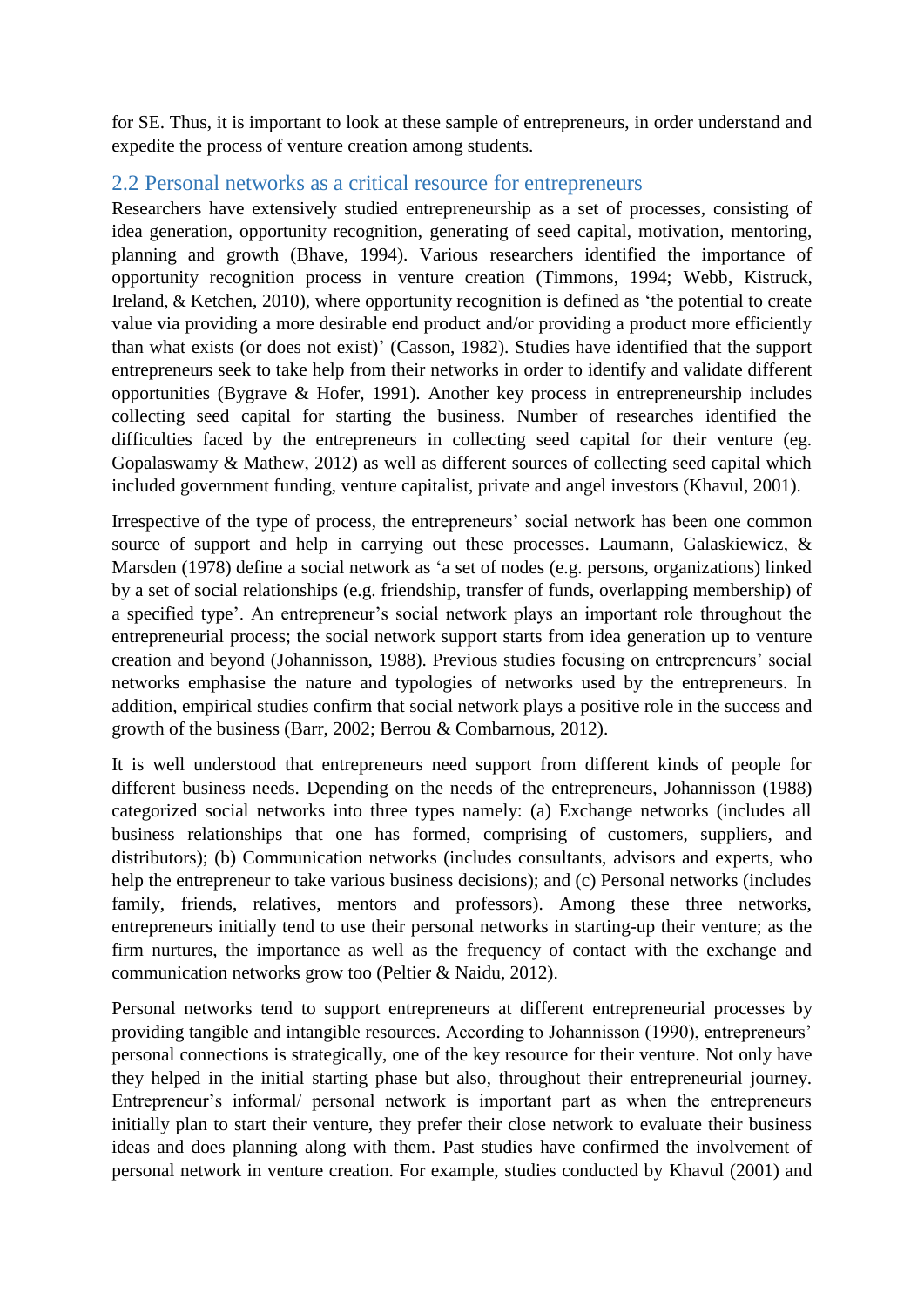for SE. Thus, it is important to look at these sample of entrepreneurs, in order understand and expedite the process of venture creation among students.

## 2.2 Personal networks as a critical resource for entrepreneurs

Researchers have extensively studied entrepreneurship as a set of processes, consisting of idea generation, opportunity recognition, generating of seed capital, motivation, mentoring, planning and growth (Bhave, 1994). Various researchers identified the importance of opportunity recognition process in venture creation (Timmons, 1994; Webb, Kistruck, Ireland, & Ketchen, 2010), where opportunity recognition is defined as 'the potential to create value via providing a more desirable end product and/or providing a product more efficiently than what exists (or does not exist)' (Casson, 1982). Studies have identified that the support entrepreneurs seek to take help from their networks in order to identify and validate different opportunities (Bygrave & Hofer, 1991). Another key process in entrepreneurship includes collecting seed capital for starting the business. Number of researches identified the difficulties faced by the entrepreneurs in collecting seed capital for their venture (eg. Gopalaswamy & Mathew, 2012) as well as different sources of collecting seed capital which included government funding, venture capitalist, private and angel investors (Khavul, 2001).

Irrespective of the type of process, the entrepreneurs' social network has been one common source of support and help in carrying out these processes. Laumann, Galaskiewicz, & Marsden (1978) define a social network as 'a set of nodes (e.g. persons, organizations) linked by a set of social relationships (e.g. friendship, transfer of funds, overlapping membership) of a specified type'. An entrepreneur's social network plays an important role throughout the entrepreneurial process; the social network support starts from idea generation up to venture creation and beyond (Johannisson, 1988). Previous studies focusing on entrepreneurs' social networks emphasise the nature and typologies of networks used by the entrepreneurs. In addition, empirical studies confirm that social network plays a positive role in the success and growth of the business (Barr, 2002; Berrou & Combarnous, 2012).

It is well understood that entrepreneurs need support from different kinds of people for different business needs. Depending on the needs of the entrepreneurs, Johannisson (1988) categorized social networks into three types namely: (a) Exchange networks (includes all business relationships that one has formed, comprising of customers, suppliers, and distributors); (b) Communication networks (includes consultants, advisors and experts, who help the entrepreneur to take various business decisions); and (c) Personal networks (includes family, friends, relatives, mentors and professors). Among these three networks, entrepreneurs initially tend to use their personal networks in starting-up their venture; as the firm nurtures, the importance as well as the frequency of contact with the exchange and communication networks grow too (Peltier & Naidu, 2012).

Personal networks tend to support entrepreneurs at different entrepreneurial processes by providing tangible and intangible resources. According to Johannisson (1990), entrepreneurs' personal connections is strategically, one of the key resource for their venture. Not only have they helped in the initial starting phase but also, throughout their entrepreneurial journey. Entrepreneur's informal/ personal network is important part as when the entrepreneurs initially plan to start their venture, they prefer their close network to evaluate their business ideas and does planning along with them. Past studies have confirmed the involvement of personal network in venture creation. For example, studies conducted by Khavul (2001) and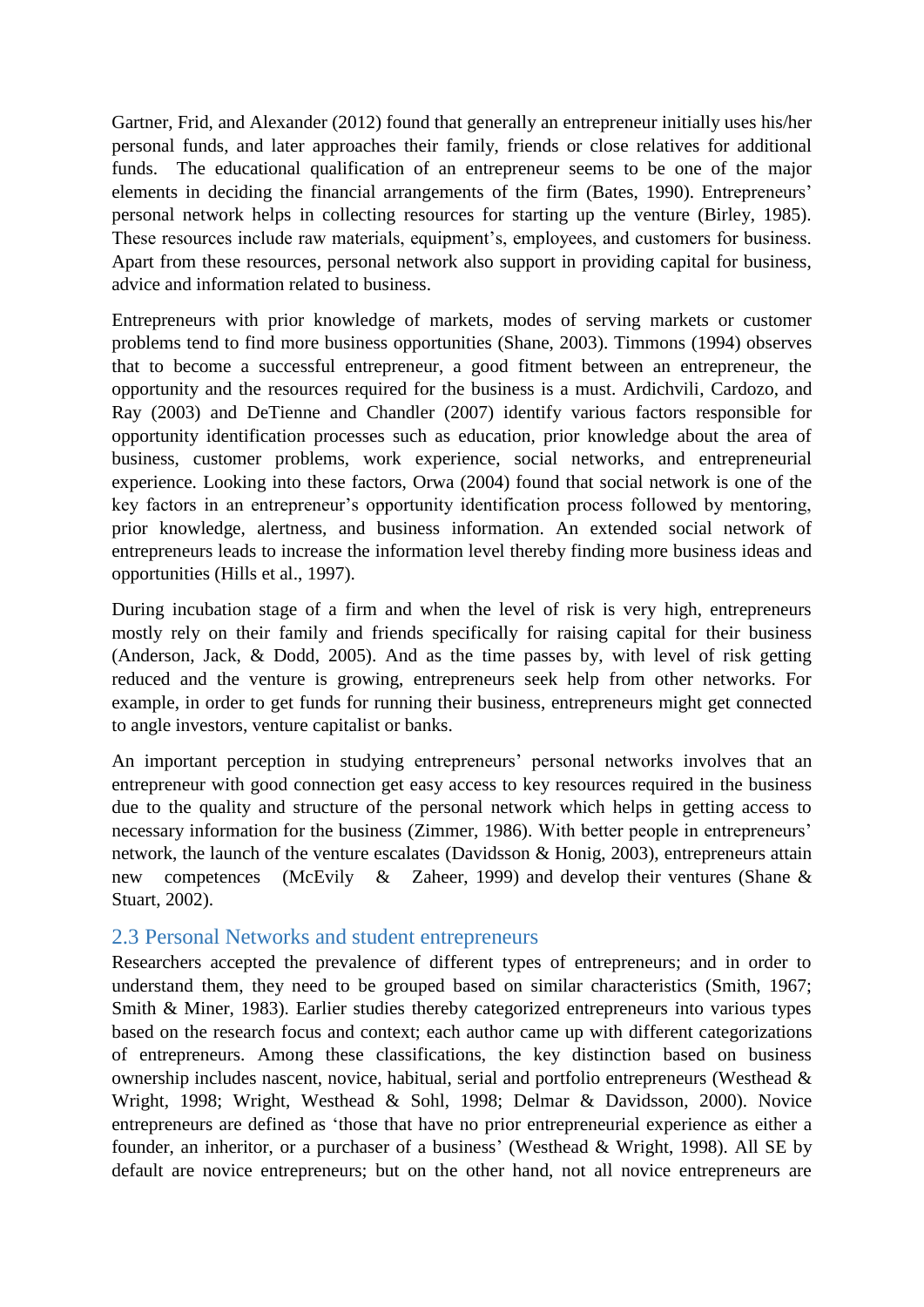Gartner, Frid, and Alexander (2012) found that generally an entrepreneur initially uses his/her personal funds, and later approaches their family, friends or close relatives for additional funds. The educational qualification of an entrepreneur seems to be one of the major elements in deciding the financial arrangements of the firm (Bates, 1990). Entrepreneurs' personal network helps in collecting resources for starting up the venture (Birley, 1985). These resources include raw materials, equipment's, employees, and customers for business. Apart from these resources, personal network also support in providing capital for business, advice and information related to business.

Entrepreneurs with prior knowledge of markets, modes of serving markets or customer problems tend to find more business opportunities (Shane, 2003). Timmons (1994) observes that to become a successful entrepreneur, a good fitment between an entrepreneur, the opportunity and the resources required for the business is a must. Ardichvili, Cardozo, and Ray (2003) and DeTienne and Chandler (2007) identify various factors responsible for opportunity identification processes such as education, prior knowledge about the area of business, customer problems, work experience, social networks, and entrepreneurial experience. Looking into these factors, Orwa (2004) found that social network is one of the key factors in an entrepreneur's opportunity identification process followed by mentoring, prior knowledge, alertness, and business information. An extended social network of entrepreneurs leads to increase the information level thereby finding more business ideas and opportunities (Hills et al., 1997).

During incubation stage of a firm and when the level of risk is very high, entrepreneurs mostly rely on their family and friends specifically for raising capital for their business (Anderson, Jack, & Dodd, 2005). And as the time passes by, with level of risk getting reduced and the venture is growing, entrepreneurs seek help from other networks. For example, in order to get funds for running their business, entrepreneurs might get connected to angle investors, venture capitalist or banks.

An important perception in studying entrepreneurs' personal networks involves that an entrepreneur with good connection get easy access to key resources required in the business due to the quality and structure of the personal network which helps in getting access to necessary information for the business (Zimmer, 1986). With better people in entrepreneurs' network, the launch of the venture escalates (Davidsson & Honig, 2003), entrepreneurs attain new competences (McEvily & Zaheer, 1999) and develop their ventures (Shane & Stuart, 2002).

## 2.3 Personal Networks and student entrepreneurs

Researchers accepted the prevalence of different types of entrepreneurs; and in order to understand them, they need to be grouped based on similar characteristics (Smith, 1967; Smith & Miner, 1983). Earlier studies thereby categorized entrepreneurs into various types based on the research focus and context; each author came up with different categorizations of entrepreneurs. Among these classifications, the key distinction based on business ownership includes nascent, novice, habitual, serial and portfolio entrepreneurs (Westhead & Wright, 1998; Wright, Westhead & Sohl, 1998; Delmar & Davidsson, 2000). Novice entrepreneurs are defined as 'those that have no prior entrepreneurial experience as either a founder, an inheritor, or a purchaser of a business' (Westhead & Wright, 1998). All SE by default are novice entrepreneurs; but on the other hand, not all novice entrepreneurs are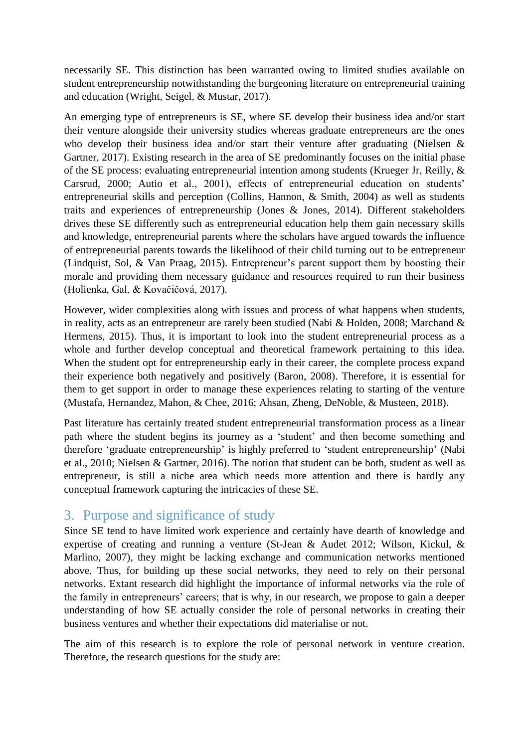necessarily SE. This distinction has been warranted owing to limited studies available on student entrepreneurship notwithstanding the burgeoning literature on entrepreneurial training and education (Wright, Seigel, & Mustar, 2017).

An emerging type of entrepreneurs is SE, where SE develop their business idea and/or start their venture alongside their university studies whereas graduate entrepreneurs are the ones who develop their business idea and/or start their venture after graduating (Nielsen & Gartner, 2017). Existing research in the area of SE predominantly focuses on the initial phase of the SE process: evaluating entrepreneurial intention among students (Krueger Jr, Reilly, & Carsrud, 2000; Autio et al., 2001), effects of entrepreneurial education on students' entrepreneurial skills and perception (Collins, Hannon, & Smith, 2004) as well as students traits and experiences of entrepreneurship (Jones & Jones, 2014). Different stakeholders drives these SE differently such as entrepreneurial education help them gain necessary skills and knowledge, entrepreneurial parents where the scholars have argued towards the influence of entrepreneurial parents towards the likelihood of their child turning out to be entrepreneur (Lindquist, Sol, & Van Praag, 2015). Entrepreneur's parent support them by boosting their morale and providing them necessary guidance and resources required to run their business (Holienka, Gal, & Kovačičová, 2017).

However, wider complexities along with issues and process of what happens when students, in reality, acts as an entrepreneur are rarely been studied (Nabi & Holden, 2008; Marchand & Hermens, 2015). Thus, it is important to look into the student entrepreneurial process as a whole and further develop conceptual and theoretical framework pertaining to this idea. When the student opt for entrepreneurship early in their career, the complete process expand their experience both negatively and positively (Baron, 2008). Therefore, it is essential for them to get support in order to manage these experiences relating to starting of the venture (Mustafa, Hernandez, Mahon, & Chee, 2016; Ahsan, Zheng, DeNoble, & Musteen, 2018).

Past literature has certainly treated student entrepreneurial transformation process as a linear path where the student begins its journey as a 'student' and then become something and therefore 'graduate entrepreneurship' is highly preferred to 'student entrepreneurship' (Nabi et al., 2010; Nielsen & Gartner, 2016). The notion that student can be both, student as well as entrepreneur, is still a niche area which needs more attention and there is hardly any conceptual framework capturing the intricacies of these SE.

## 3. Purpose and significance of study

Since SE tend to have limited work experience and certainly have dearth of knowledge and expertise of creating and running a venture (St-Jean & Audet 2012; Wilson, Kickul, & Marlino, 2007), they might be lacking exchange and communication networks mentioned above. Thus, for building up these social networks, they need to rely on their personal networks. Extant research did highlight the importance of informal networks via the role of the family in entrepreneurs' careers; that is why, in our research, we propose to gain a deeper understanding of how SE actually consider the role of personal networks in creating their business ventures and whether their expectations did materialise or not.

The aim of this research is to explore the role of personal network in venture creation. Therefore, the research questions for the study are: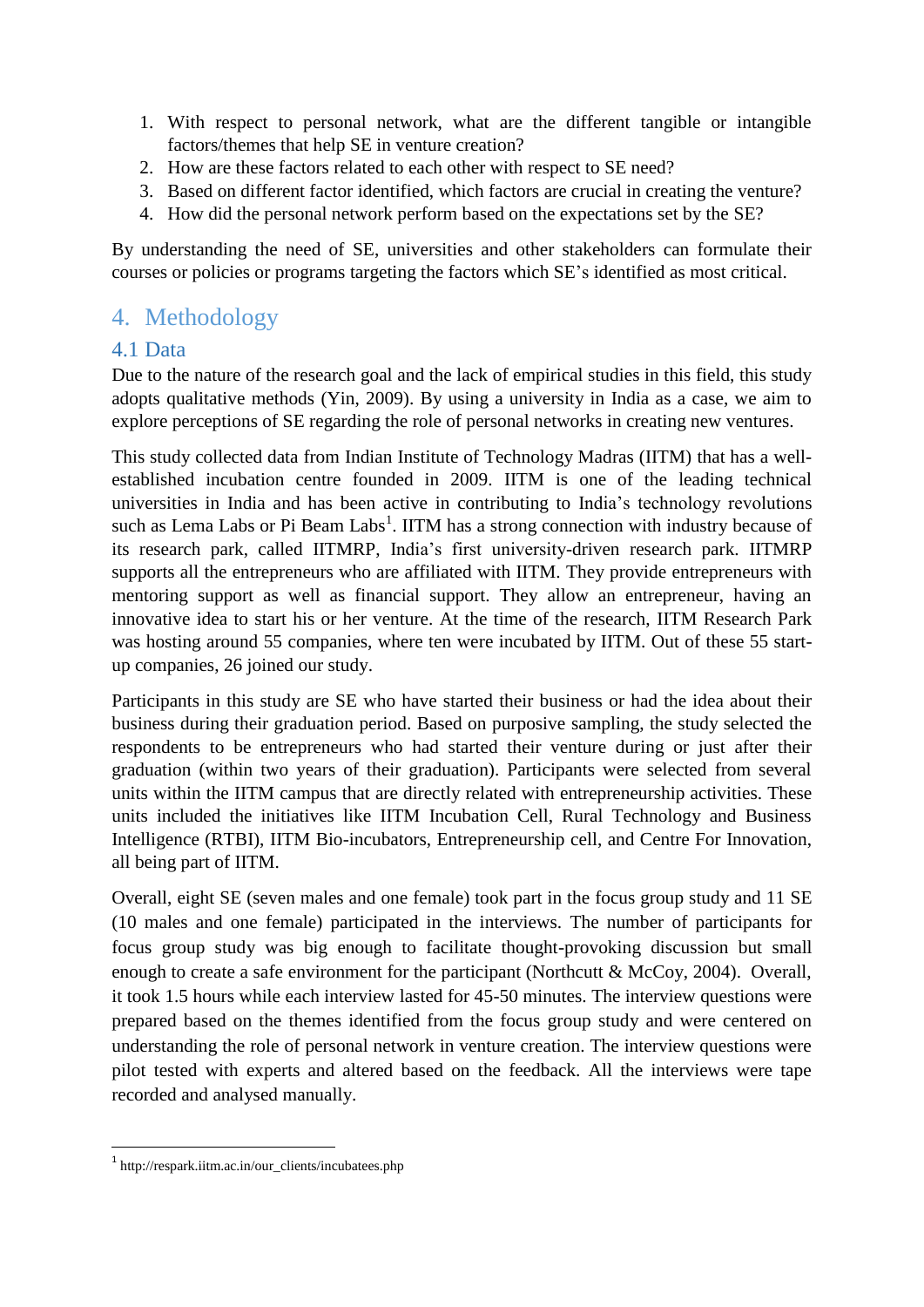1. With respect to personal network, what are the different tangible or intangible factors/themes that help SE in venture creation?
2. How are these factors related to each other with respect to SE need?
3. Based on different factor identified, which factors are crucial in creating the venture?
4. How did the personal network perform based on the expectations set by the SE?

By understanding the need of SE, universities and other stakeholders can formulate their courses or policies or programs targeting the factors which SE's identified as most critical.

# 4. Methodology

## 4.1 Data

Due to the nature of the research goal and the lack of empirical studies in this field, this study adopts qualitative methods (Yin, 2009). By using a university in India as a case, we aim to explore perceptions of SE regarding the role of personal networks in creating new ventures.

This study collected data from Indian Institute of Technology Madras (IITM) that has a well-established incubation centre founded in 2009. IITM is one of the leading technical universities in India and has been active in contributing to India's technology revolutions such as Lema Labs or Pi Beam Labs[1]. IITM has a strong connection with industry because of its research park, called IITMRP, India's first university-driven research park. IITMRP supports all the entrepreneurs who are affiliated with IITM. They provide entrepreneurs with mentoring support as well as financial support. They allow an entrepreneur, having an innovative idea to start his or her venture. At the time of the research, IITM Research Park was hosting around 55 companies, where ten were incubated by IITM. Out of these 55 start-up companies, 26 joined our study.

Participants in this study are SE who have started their business or had the idea about their business during their graduation period. Based on purposive sampling, the study selected the respondents to be entrepreneurs who had started their venture during or just after their graduation (within two years of their graduation). Participants were selected from several units within the IITM campus that are directly related with entrepreneurship activities. These units included the initiatives like IITM Incubation Cell, Rural Technology and Business Intelligence (RTBI), IITM Bio-incubators, Entrepreneurship cell, and Centre For Innovation, all being part of IITM.

Overall, eight SE (seven males and one female) took part in the focus group study and 11 SE (10 males and one female) participated in the interviews. The number of participants for focus group study was big enough to facilitate thought-provoking discussion but small enough to create a safe environment for the participant (Northcutt & McCoy, 2004). Overall, it took 1.5 hours while each interview lasted for 45-50 minutes. The interview questions were prepared based on the themes identified from the focus group study and were centered on understanding the role of personal network in venture creation. The interview questions were pilot tested with experts and altered based on the feedback. All the interviews were tape recorded and analysed manually.

---

[1] http://respark.iitm.ac.in/our_clients/incubatees.php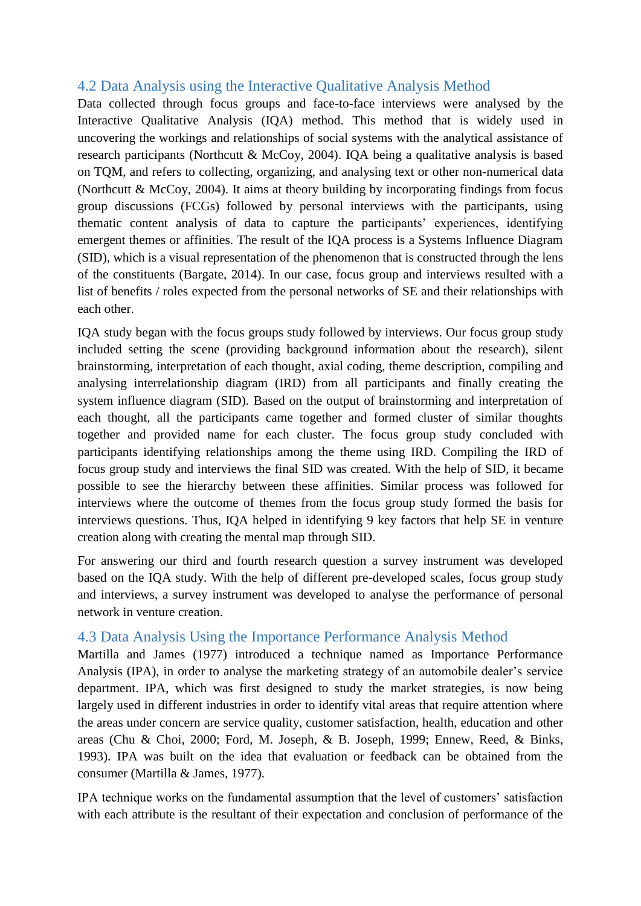## 4.2 Data Analysis using the Interactive Qualitative Analysis Method

Data collected through focus groups and face-to-face interviews were analysed by the Interactive Qualitative Analysis (IQA) method. This method that is widely used in uncovering the workings and relationships of social systems with the analytical assistance of research participants (Northcutt & McCoy, 2004). IQA being a qualitative analysis is based on TQM, and refers to collecting, organizing, and analysing text or other non-numerical data (Northcutt & McCoy, 2004). It aims at theory building by incorporating findings from focus group discussions (FCGs) followed by personal interviews with the participants, using thematic content analysis of data to capture the participants' experiences, identifying emergent themes or affinities. The result of the IQA process is a Systems Influence Diagram (SID), which is a visual representation of the phenomenon that is constructed through the lens of the constituents (Bargate, 2014). In our case, focus group and interviews resulted with a list of benefits / roles expected from the personal networks of SE and their relationships with each other.

IQA study began with the focus groups study followed by interviews. Our focus group study included setting the scene (providing background information about the research), silent brainstorming, interpretation of each thought, axial coding, theme description, compiling and analysing interrelationship diagram (IRD) from all participants and finally creating the system influence diagram (SID). Based on the output of brainstorming and interpretation of each thought, all the participants came together and formed cluster of similar thoughts together and provided name for each cluster. The focus group study concluded with participants identifying relationships among the theme using IRD. Compiling the IRD of focus group study and interviews the final SID was created. With the help of SID, it became possible to see the hierarchy between these affinities. Similar process was followed for interviews where the outcome of themes from the focus group study formed the basis for interviews questions. Thus, IQA helped in identifying 9 key factors that help SE in venture creation along with creating the mental map through SID.

For answering our third and fourth research question a survey instrument was developed based on the IQA study. With the help of different pre-developed scales, focus group study and interviews, a survey instrument was developed to analyse the performance of personal network in venture creation.

## 4.3 Data Analysis Using the Importance Performance Analysis Method

Martilla and James (1977) introduced a technique named as Importance Performance Analysis (IPA), in order to analyse the marketing strategy of an automobile dealer's service department. IPA, which was first designed to study the market strategies, is now being largely used in different industries in order to identify vital areas that require attention where the areas under concern are service quality, customer satisfaction, health, education and other areas (Chu & Choi, 2000; Ford, M. Joseph, & B. Joseph, 1999; Ennew, Reed, & Binks, 1993). IPA was built on the idea that evaluation or feedback can be obtained from the consumer (Martilla & James, 1977).

IPA technique works on the fundamental assumption that the level of customers' satisfaction with each attribute is the resultant of their expectation and conclusion of performance of the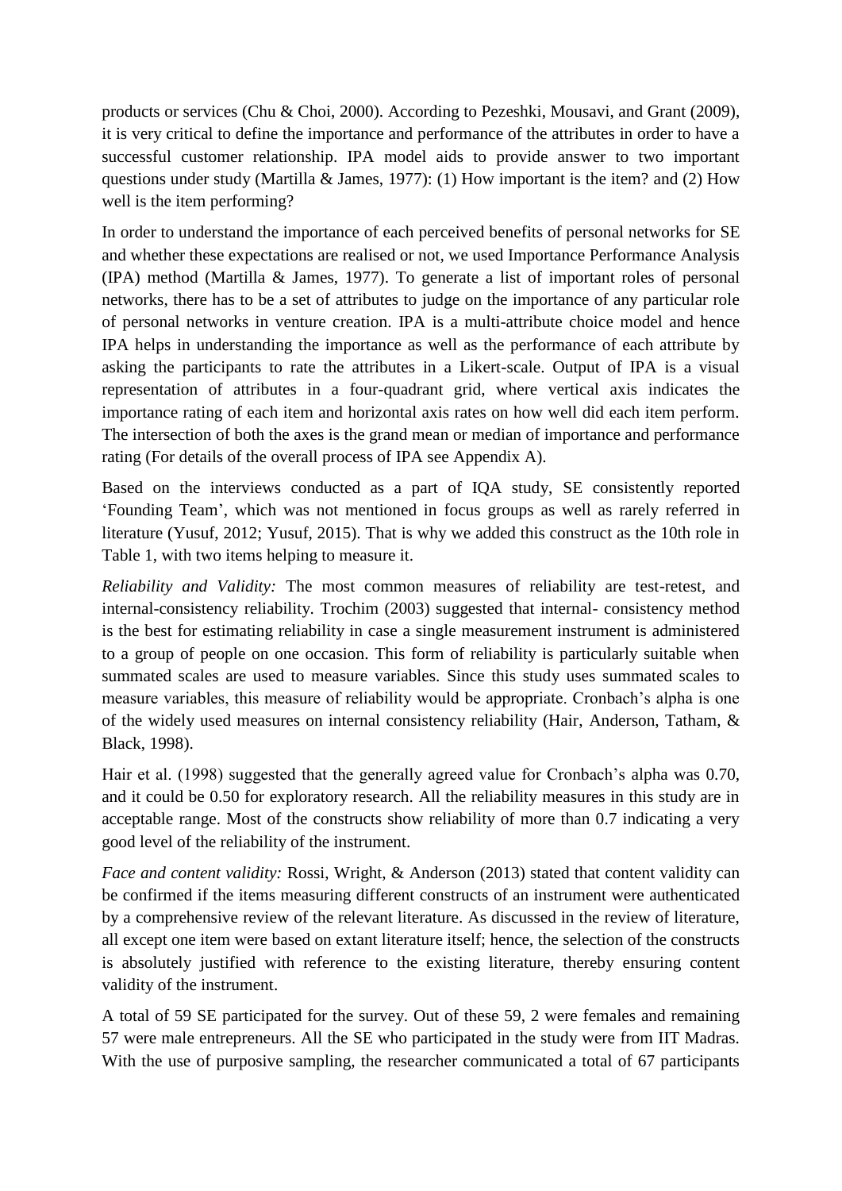products or services (Chu & Choi, 2000). According to Pezeshki, Mousavi, and Grant (2009), it is very critical to define the importance and performance of the attributes in order to have a successful customer relationship. IPA model aids to provide answer to two important questions under study (Martilla & James, 1977): (1) How important is the item? and (2) How well is the item performing?

In order to understand the importance of each perceived benefits of personal networks for SE and whether these expectations are realised or not, we used Importance Performance Analysis (IPA) method (Martilla & James, 1977). To generate a list of important roles of personal networks, there has to be a set of attributes to judge on the importance of any particular role of personal networks in venture creation. IPA is a multi-attribute choice model and hence IPA helps in understanding the importance as well as the performance of each attribute by asking the participants to rate the attributes in a Likert-scale. Output of IPA is a visual representation of attributes in a four-quadrant grid, where vertical axis indicates the importance rating of each item and horizontal axis rates on how well did each item perform. The intersection of both the axes is the grand mean or median of importance and performance rating (For details of the overall process of IPA see Appendix A).

Based on the interviews conducted as a part of IQA study, SE consistently reported 'Founding Team', which was not mentioned in focus groups as well as rarely referred in literature (Yusuf, 2012; Yusuf, 2015). That is why we added this construct as the 10th role in Table 1, with two items helping to measure it.

*Reliability and Validity:* The most common measures of reliability are test-retest, and internal-consistency reliability. Trochim (2003) suggested that internal- consistency method is the best for estimating reliability in case a single measurement instrument is administered to a group of people on one occasion. This form of reliability is particularly suitable when summated scales are used to measure variables. Since this study uses summated scales to measure variables, this measure of reliability would be appropriate. Cronbach's alpha is one of the widely used measures on internal consistency reliability (Hair, Anderson, Tatham, & Black, 1998).

Hair et al. (1998) suggested that the generally agreed value for Cronbach's alpha was 0.70, and it could be 0.50 for exploratory research. All the reliability measures in this study are in acceptable range. Most of the constructs show reliability of more than 0.7 indicating a very good level of the reliability of the instrument.

*Face and content validity:* Rossi, Wright, & Anderson (2013) stated that content validity can be confirmed if the items measuring different constructs of an instrument were authenticated by a comprehensive review of the relevant literature. As discussed in the review of literature, all except one item were based on extant literature itself; hence, the selection of the constructs is absolutely justified with reference to the existing literature, thereby ensuring content validity of the instrument.

A total of 59 SE participated for the survey. Out of these 59, 2 were females and remaining 57 were male entrepreneurs. All the SE who participated in the study were from IIT Madras. With the use of purposive sampling, the researcher communicated a total of 67 participants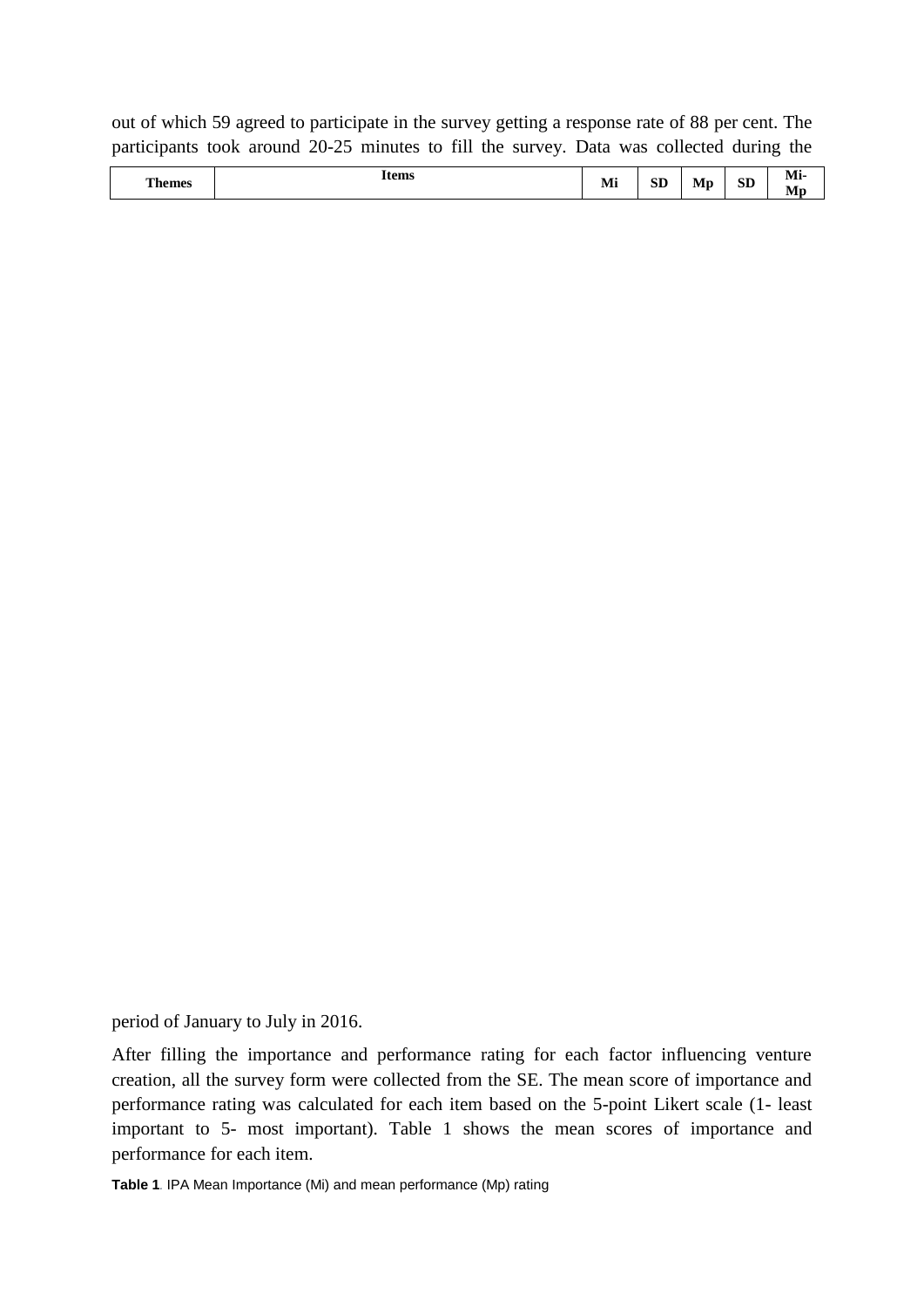out of which 59 agreed to participate in the survey getting a response rate of 88 per cent. The participants took around 20-25 minutes to fill the survey. Data was collected during the

| Themes | Items | Mi | SD | Mp | SD | Mi-Mp |
|---|---|---|---|---|---|---|

period of January to July in 2016.

After filling the importance and performance rating for each factor influencing venture creation, all the survey form were collected from the SE. The mean score of importance and performance rating was calculated for each item based on the 5-point Likert scale (1- least important to 5- most important). Table 1 shows the mean scores of importance and performance for each item.

**Table 1**. IPA Mean Importance (Mi) and mean performance (Mp) rating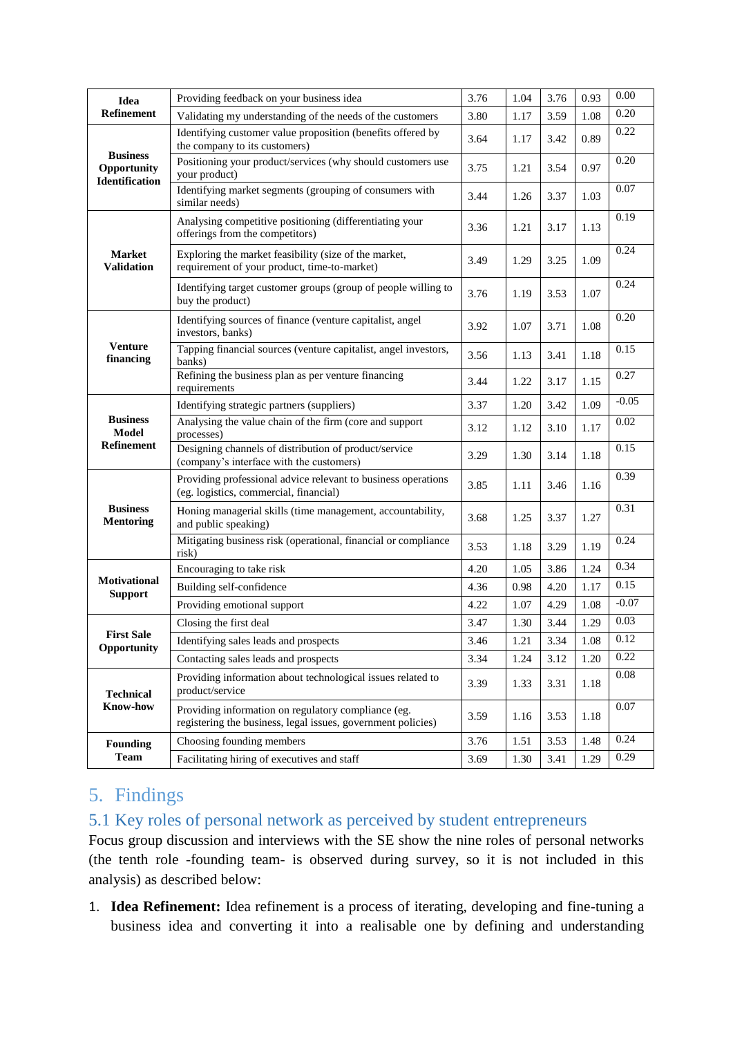| | | | | | | |
|---|---|---|---|---|---|---|
| **Idea Refinement** | Providing feedback on your business idea | 3.76 | 1.04 | 3.76 | 0.93 | 0.00 |
| | Validating my understanding of the needs of the customers | 3.80 | 1.17 | 3.59 | 1.08 | 0.20 |
| **Business Opportunity Identification** | Identifying customer value proposition (benefits offered by the company to its customers) | 3.64 | 1.17 | 3.42 | 0.89 | 0.22 |
| | Positioning your product/services (why should customers use your product) | 3.75 | 1.21 | 3.54 | 0.97 | 0.20 |
| | Identifying market segments (grouping of consumers with similar needs) | 3.44 | 1.26 | 3.37 | 1.03 | 0.07 |
| **Market Validation** | Analysing competitive positioning (differentiating your offerings from the competitors) | 3.36 | 1.21 | 3.17 | 1.13 | 0.19 |
| | Exploring the market feasibility (size of the market, requirement of your product, time-to-market) | 3.49 | 1.29 | 3.25 | 1.09 | 0.24 |
| | Identifying target customer groups (group of people willing to buy the product) | 3.76 | 1.19 | 3.53 | 1.07 | 0.24 |
| **Venture financing** | Identifying sources of finance (venture capitalist, angel investors, banks) | 3.92 | 1.07 | 3.71 | 1.08 | 0.20 |
| | Tapping financial sources (venture capitalist, angel investors, banks) | 3.56 | 1.13 | 3.41 | 1.18 | 0.15 |
| | Refining the business plan as per venture financing requirements | 3.44 | 1.22 | 3.17 | 1.15 | 0.27 |
| **Business Model Refinement** | Identifying strategic partners (suppliers) | 3.37 | 1.20 | 3.42 | 1.09 | -0.05 |
| | Analysing the value chain of the firm (core and support processes) | 3.12 | 1.12 | 3.10 | 1.17 | 0.02 |
| | Designing channels of distribution of product/service (company's interface with the customers) | 3.29 | 1.30 | 3.14 | 1.18 | 0.15 |
| **Business Mentoring** | Providing professional advice relevant to business operations (eg. logistics, commercial, financial) | 3.85 | 1.11 | 3.46 | 1.16 | 0.39 |
| | Honing managerial skills (time management, accountability, and public speaking) | 3.68 | 1.25 | 3.37 | 1.27 | 0.31 |
| | Mitigating business risk (operational, financial or compliance risk) | 3.53 | 1.18 | 3.29 | 1.19 | 0.24 |
| **Motivational Support** | Encouraging to take risk | 4.20 | 1.05 | 3.86 | 1.24 | 0.34 |
| | Building self-confidence | 4.36 | 0.98 | 4.20 | 1.17 | 0.15 |
| | Providing emotional support | 4.22 | 1.07 | 4.29 | 1.08 | -0.07 |
| **First Sale Opportunity** | Closing the first deal | 3.47 | 1.30 | 3.44 | 1.29 | 0.03 |
| | Identifying sales leads and prospects | 3.46 | 1.21 | 3.34 | 1.08 | 0.12 |
| | Contacting sales leads and prospects | 3.34 | 1.24 | 3.12 | 1.20 | 0.22 |
| **Technical Know-how** | Providing information about technological issues related to product/service | 3.39 | 1.33 | 3.31 | 1.18 | 0.08 |
| | Providing information on regulatory compliance (eg. registering the business, legal issues, government policies) | 3.59 | 1.16 | 3.53 | 1.18 | 0.07 |
| **Founding Team** | Choosing founding members | 3.76 | 1.51 | 3.53 | 1.48 | 0.24 |
| | Facilitating hiring of executives and staff | 3.69 | 1.30 | 3.41 | 1.29 | 0.29 |

# 5. Findings

## 5.1 Key roles of personal network as perceived by student entrepreneurs

Focus group discussion and interviews with the SE show the nine roles of personal networks (the tenth role -founding team- is observed during survey, so it is not included in this analysis) as described below:

1. **Idea Refinement:** Idea refinement is a process of iterating, developing and fine-tuning a business idea and converting it into a realisable one by defining and understanding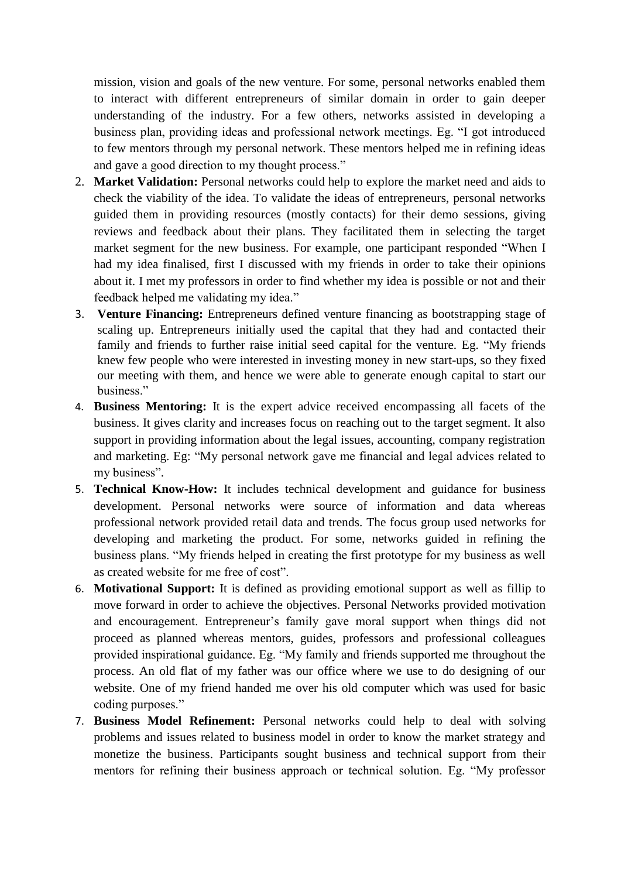mission, vision and goals of the new venture. For some, personal networks enabled them to interact with different entrepreneurs of similar domain in order to gain deeper understanding of the industry. For a few others, networks assisted in developing a business plan, providing ideas and professional network meetings. Eg. "I got introduced to few mentors through my personal network. These mentors helped me in refining ideas and gave a good direction to my thought process."

2. **Market Validation:** Personal networks could help to explore the market need and aids to check the viability of the idea. To validate the ideas of entrepreneurs, personal networks guided them in providing resources (mostly contacts) for their demo sessions, giving reviews and feedback about their plans. They facilitated them in selecting the target market segment for the new business. For example, one participant responded "When I had my idea finalised, first I discussed with my friends in order to take their opinions about it. I met my professors in order to find whether my idea is possible or not and their feedback helped me validating my idea."
3. **Venture Financing:** Entrepreneurs defined venture financing as bootstrapping stage of scaling up. Entrepreneurs initially used the capital that they had and contacted their family and friends to further raise initial seed capital for the venture. Eg. "My friends knew few people who were interested in investing money in new start-ups, so they fixed our meeting with them, and hence we were able to generate enough capital to start our business."
4. **Business Mentoring:** It is the expert advice received encompassing all facets of the business. It gives clarity and increases focus on reaching out to the target segment. It also support in providing information about the legal issues, accounting, company registration and marketing. Eg: "My personal network gave me financial and legal advices related to my business".
5. **Technical Know-How:** It includes technical development and guidance for business development. Personal networks were source of information and data whereas professional network provided retail data and trends. The focus group used networks for developing and marketing the product. For some, networks guided in refining the business plans. "My friends helped in creating the first prototype for my business as well as created website for me free of cost".
6. **Motivational Support:** It is defined as providing emotional support as well as fillip to move forward in order to achieve the objectives. Personal Networks provided motivation and encouragement. Entrepreneur's family gave moral support when things did not proceed as planned whereas mentors, guides, professors and professional colleagues provided inspirational guidance. Eg. "My family and friends supported me throughout the process. An old flat of my father was our office where we use to do designing of our website. One of my friend handed me over his old computer which was used for basic coding purposes."
7. **Business Model Refinement:** Personal networks could help to deal with solving problems and issues related to business model in order to know the market strategy and monetize the business. Participants sought business and technical support from their mentors for refining their business approach or technical solution. Eg. "My professor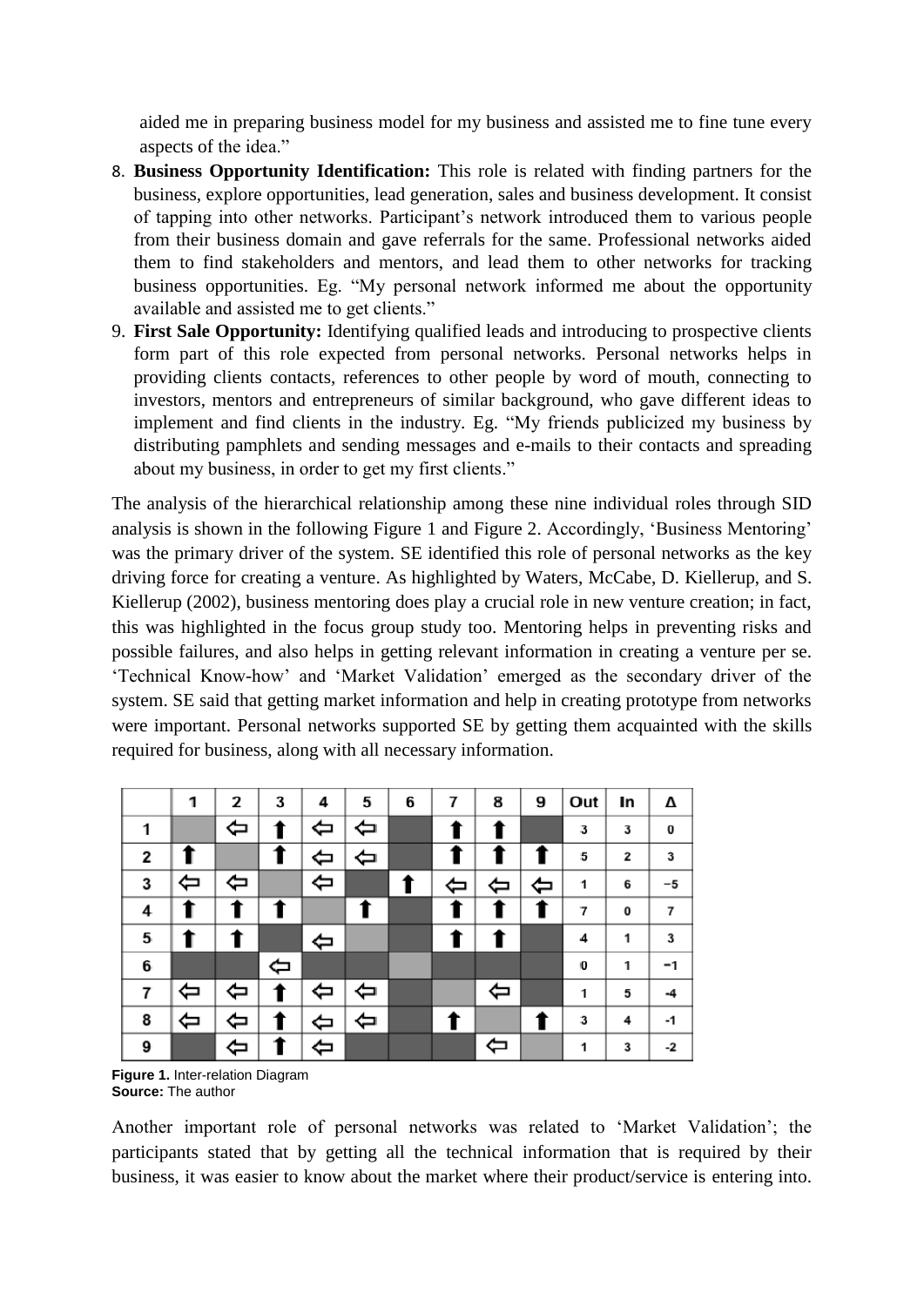aided me in preparing business model for my business and assisted me to fine tune every aspects of the idea."

8. **Business Opportunity Identification:** This role is related with finding partners for the business, explore opportunities, lead generation, sales and business development. It consist of tapping into other networks. Participant's network introduced them to various people from their business domain and gave referrals for the same. Professional networks aided them to find stakeholders and mentors, and lead them to other networks for tracking business opportunities. Eg. "My personal network informed me about the opportunity available and assisted me to get clients."
9. **First Sale Opportunity:** Identifying qualified leads and introducing to prospective clients form part of this role expected from personal networks. Personal networks helps in providing clients contacts, references to other people by word of mouth, connecting to investors, mentors and entrepreneurs of similar background, who gave different ideas to implement and find clients in the industry. Eg. "My friends publicized my business by distributing pamphlets and sending messages and e-mails to their contacts and spreading about my business, in order to get my first clients."

The analysis of the hierarchical relationship among these nine individual roles through SID analysis is shown in the following Figure 1 and Figure 2. Accordingly, 'Business Mentoring' was the primary driver of the system. SE identified this role of personal networks as the key driving force for creating a venture. As highlighted by Waters, McCabe, D. Kiellerup, and S. Kiellerup (2002), business mentoring does play a crucial role in new venture creation; in fact, this was highlighted in the focus group study too. Mentoring helps in preventing risks and possible failures, and also helps in getting relevant information in creating a venture per se. 'Technical Know-how' and 'Market Validation' emerged as the secondary driver of the system. SE said that getting market information and help in creating prototype from networks were important. Personal networks supported SE by getting them acquainted with the skills required for business, along with all necessary information.

| | 1 | 2 | 3 | 4 | 5 | 6 | 7 | 8 | 9 | Out | In | Δ |
|---|---|---|---|---|---|---|---|---|---|---|---|---|
| 1 | | ⇦ | ⬆ | ⇦ | ⇦ | | ⬆ | ⬆ | | 3 | 3 | 0 |
| 2 | ⬆ | | ⬆ | ⇦ | ⇦ | | ⬆ | ⬆ | ⬆ | 5 | 2 | 3 |
| 3 | ⇦ | ⇦ | | ⇦ | | ⬆ | ⇦ | ⇦ | ⇦ | 1 | 6 | −5 |
| 4 | ⬆ | ⬆ | ⬆ | | ⬆ | | ⬆ | ⬆ | ⬆ | 7 | 0 | 7 |
| 5 | ⬆ | ⬆ | | ⇦ | | | ⬆ | ⬆ | | 4 | 1 | 3 |
| 6 | | | ⇦ | | | | | | | 0 | 1 | −1 |
| 7 | ⇦ | ⇦ | ⬆ | ⇦ | ⇦ | | | ⇦ | | 1 | 5 | -4 |
| 8 | ⇦ | ⇦ | ⬆ | ⇦ | ⇦ | | ⬆ | | ⬆ | 3 | 4 | -1 |
| 9 | | ⇦ | ⬆ | ⇦ | | | | ⇦ | | 1 | 3 | -2 |

**Figure 1.** Inter-relation Diagram
**Source:** The author

Another important role of personal networks was related to 'Market Validation'; the participants stated that by getting all the technical information that is required by their business, it was easier to know about the market where their product/service is entering into.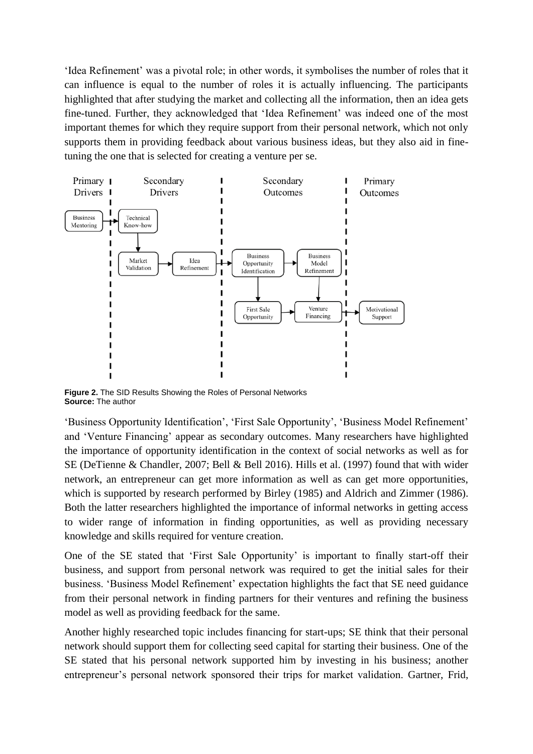'Idea Refinement' was a pivotal role; in other words, it symbolises the number of roles that it can influence is equal to the number of roles it is actually influencing. The participants highlighted that after studying the market and collecting all the information, then an idea gets fine-tuned. Further, they acknowledged that 'Idea Refinement' was indeed one of the most important themes for which they require support from their personal network, which not only supports them in providing feedback about various business ideas, but they also aid in fine-tuning the one that is selected for creating a venture per se.

**Figure 2.** The SID Results Showing the Roles of Personal Networks
**Source:** The author

'Business Opportunity Identification', 'First Sale Opportunity', 'Business Model Refinement' and 'Venture Financing' appear as secondary outcomes. Many researchers have highlighted the importance of opportunity identification in the context of social networks as well as for SE (DeTienne & Chandler, 2007; Bell & Bell 2016). Hills et al. (1997) found that with wider network, an entrepreneur can get more information as well as can get more opportunities, which is supported by research performed by Birley (1985) and Aldrich and Zimmer (1986). Both the latter researchers highlighted the importance of informal networks in getting access to wider range of information in finding opportunities, as well as providing necessary knowledge and skills required for venture creation.

One of the SE stated that 'First Sale Opportunity' is important to finally start-off their business, and support from personal network was required to get the initial sales for their business. 'Business Model Refinement' expectation highlights the fact that SE need guidance from their personal network in finding partners for their ventures and refining the business model as well as providing feedback for the same.

Another highly researched topic includes financing for start-ups; SE think that their personal network should support them for collecting seed capital for starting their business. One of the SE stated that his personal network supported him by investing in his business; another entrepreneur's personal network sponsored their trips for market validation. Gartner, Frid,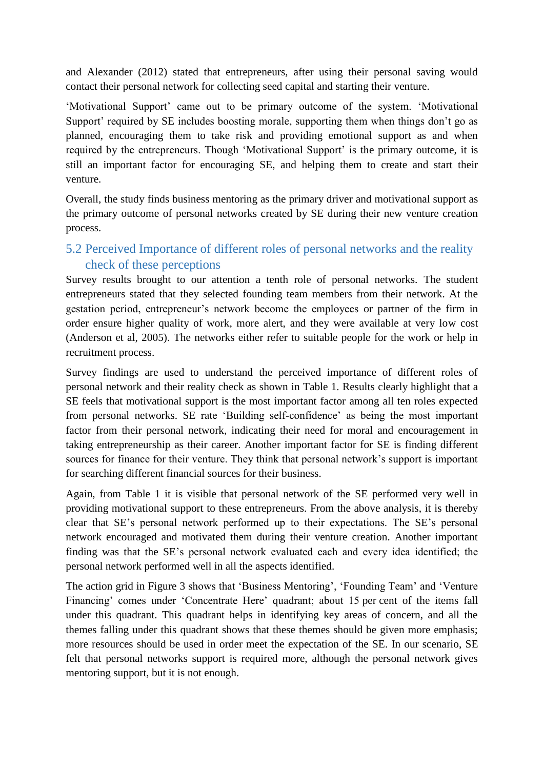and Alexander (2012) stated that entrepreneurs, after using their personal saving would contact their personal network for collecting seed capital and starting their venture.

'Motivational Support' came out to be primary outcome of the system. 'Motivational Support' required by SE includes boosting morale, supporting them when things don't go as planned, encouraging them to take risk and providing emotional support as and when required by the entrepreneurs. Though 'Motivational Support' is the primary outcome, it is still an important factor for encouraging SE, and helping them to create and start their venture.

Overall, the study finds business mentoring as the primary driver and motivational support as the primary outcome of personal networks created by SE during their new venture creation process.

## 5.2 Perceived Importance of different roles of personal networks and the reality check of these perceptions

Survey results brought to our attention a tenth role of personal networks. The student entrepreneurs stated that they selected founding team members from their network. At the gestation period, entrepreneur's network become the employees or partner of the firm in order ensure higher quality of work, more alert, and they were available at very low cost (Anderson et al, 2005). The networks either refer to suitable people for the work or help in recruitment process.

Survey findings are used to understand the perceived importance of different roles of personal network and their reality check as shown in Table 1. Results clearly highlight that a SE feels that motivational support is the most important factor among all ten roles expected from personal networks. SE rate 'Building self-confidence' as being the most important factor from their personal network, indicating their need for moral and encouragement in taking entrepreneurship as their career. Another important factor for SE is finding different sources for finance for their venture. They think that personal network's support is important for searching different financial sources for their business.

Again, from Table 1 it is visible that personal network of the SE performed very well in providing motivational support to these entrepreneurs. From the above analysis, it is thereby clear that SE's personal network performed up to their expectations. The SE's personal network encouraged and motivated them during their venture creation. Another important finding was that the SE's personal network evaluated each and every idea identified; the personal network performed well in all the aspects identified.

The action grid in Figure 3 shows that 'Business Mentoring', 'Founding Team' and 'Venture Financing' comes under 'Concentrate Here' quadrant; about 15 per cent of the items fall under this quadrant. This quadrant helps in identifying key areas of concern, and all the themes falling under this quadrant shows that these themes should be given more emphasis; more resources should be used in order meet the expectation of the SE. In our scenario, SE felt that personal networks support is required more, although the personal network gives mentoring support, but it is not enough.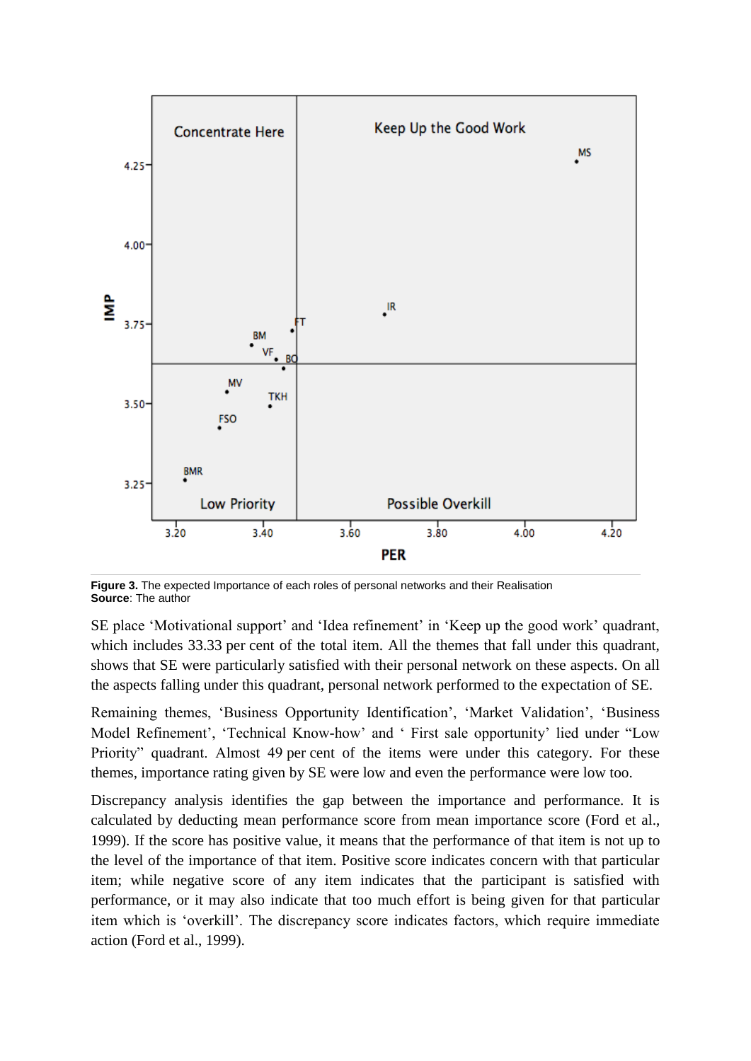**Figure 3.** The expected Importance of each roles of personal networks and their Realisation
**Source**: The author

SE place 'Motivational support' and 'Idea refinement' in 'Keep up the good work' quadrant, which includes 33.33 per cent of the total item. All the themes that fall under this quadrant, shows that SE were particularly satisfied with their personal network on these aspects. On all the aspects falling under this quadrant, personal network performed to the expectation of SE.

Remaining themes, 'Business Opportunity Identification', 'Market Validation', 'Business Model Refinement', 'Technical Know-how' and ' First sale opportunity' lied under "Low Priority" quadrant. Almost 49 per cent of the items were under this category. For these themes, importance rating given by SE were low and even the performance were low too.

Discrepancy analysis identifies the gap between the importance and performance. It is calculated by deducting mean performance score from mean importance score (Ford et al., 1999). If the score has positive value, it means that the performance of that item is not up to the level of the importance of that item. Positive score indicates concern with that particular item; while negative score of any item indicates that the participant is satisfied with performance, or it may also indicate that too much effort is being given for that particular item which is 'overkill'. The discrepancy score indicates factors, which require immediate action (Ford et al., 1999).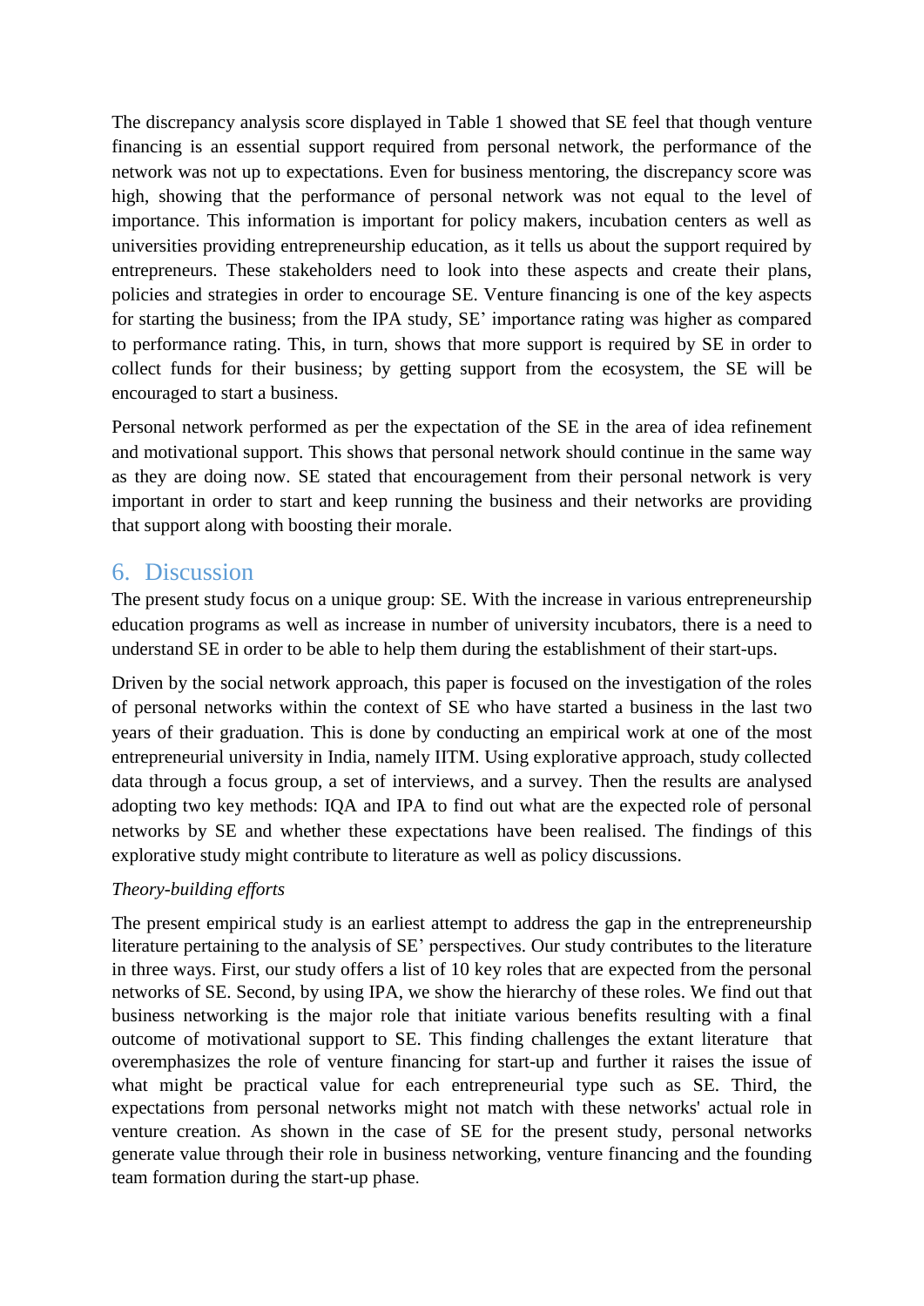The discrepancy analysis score displayed in Table 1 showed that SE feel that though venture financing is an essential support required from personal network, the performance of the network was not up to expectations. Even for business mentoring, the discrepancy score was high, showing that the performance of personal network was not equal to the level of importance. This information is important for policy makers, incubation centers as well as universities providing entrepreneurship education, as it tells us about the support required by entrepreneurs. These stakeholders need to look into these aspects and create their plans, policies and strategies in order to encourage SE. Venture financing is one of the key aspects for starting the business; from the IPA study, SE' importance rating was higher as compared to performance rating. This, in turn, shows that more support is required by SE in order to collect funds for their business; by getting support from the ecosystem, the SE will be encouraged to start a business.

Personal network performed as per the expectation of the SE in the area of idea refinement and motivational support. This shows that personal network should continue in the same way as they are doing now. SE stated that encouragement from their personal network is very important in order to start and keep running the business and their networks are providing that support along with boosting their morale.

## 6. Discussion

The present study focus on a unique group: SE. With the increase in various entrepreneurship education programs as well as increase in number of university incubators, there is a need to understand SE in order to be able to help them during the establishment of their start-ups.

Driven by the social network approach, this paper is focused on the investigation of the roles of personal networks within the context of SE who have started a business in the last two years of their graduation. This is done by conducting an empirical work at one of the most entrepreneurial university in India, namely IITM. Using explorative approach, study collected data through a focus group, a set of interviews, and a survey. Then the results are analysed adopting two key methods: IQA and IPA to find out what are the expected role of personal networks by SE and whether these expectations have been realised. The findings of this explorative study might contribute to literature as well as policy discussions.

*Theory-building efforts*

The present empirical study is an earliest attempt to address the gap in the entrepreneurship literature pertaining to the analysis of SE' perspectives. Our study contributes to the literature in three ways. First, our study offers a list of 10 key roles that are expected from the personal networks of SE. Second, by using IPA, we show the hierarchy of these roles. We find out that business networking is the major role that initiate various benefits resulting with a final outcome of motivational support to SE. This finding challenges the extant literature that overemphasizes the role of venture financing for start-up and further it raises the issue of what might be practical value for each entrepreneurial type such as SE. Third, the expectations from personal networks might not match with these networks' actual role in venture creation. As shown in the case of SE for the present study, personal networks generate value through their role in business networking, venture financing and the founding team formation during the start-up phase.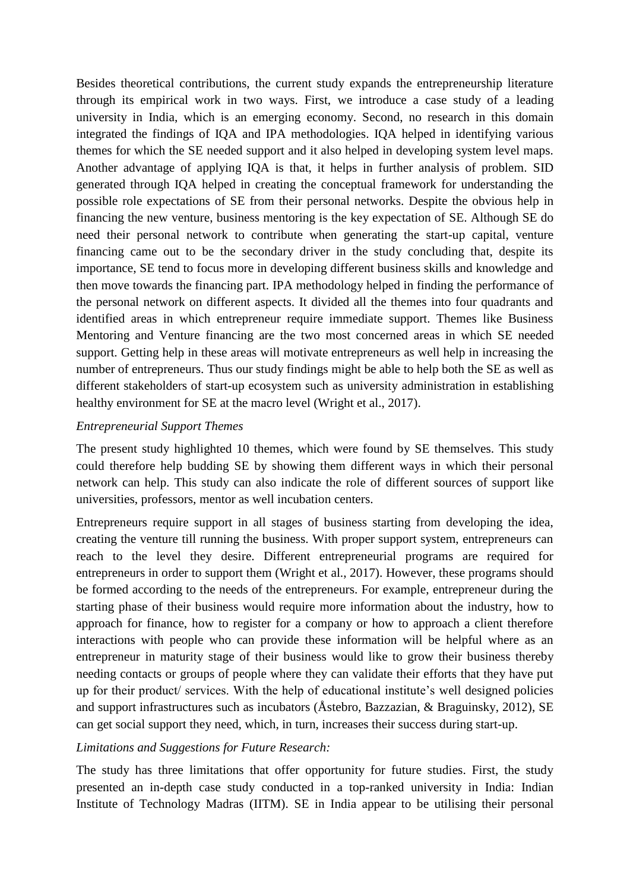Besides theoretical contributions, the current study expands the entrepreneurship literature through its empirical work in two ways. First, we introduce a case study of a leading university in India, which is an emerging economy. Second, no research in this domain integrated the findings of IQA and IPA methodologies. IQA helped in identifying various themes for which the SE needed support and it also helped in developing system level maps. Another advantage of applying IQA is that, it helps in further analysis of problem. SID generated through IQA helped in creating the conceptual framework for understanding the possible role expectations of SE from their personal networks. Despite the obvious help in financing the new venture, business mentoring is the key expectation of SE. Although SE do need their personal network to contribute when generating the start-up capital, venture financing came out to be the secondary driver in the study concluding that, despite its importance, SE tend to focus more in developing different business skills and knowledge and then move towards the financing part. IPA methodology helped in finding the performance of the personal network on different aspects. It divided all the themes into four quadrants and identified areas in which entrepreneur require immediate support. Themes like Business Mentoring and Venture financing are the two most concerned areas in which SE needed support. Getting help in these areas will motivate entrepreneurs as well help in increasing the number of entrepreneurs. Thus our study findings might be able to help both the SE as well as different stakeholders of start-up ecosystem such as university administration in establishing healthy environment for SE at the macro level (Wright et al., 2017).

*Entrepreneurial Support Themes*

The present study highlighted 10 themes, which were found by SE themselves. This study could therefore help budding SE by showing them different ways in which their personal network can help. This study can also indicate the role of different sources of support like universities, professors, mentor as well incubation centers.

Entrepreneurs require support in all stages of business starting from developing the idea, creating the venture till running the business. With proper support system, entrepreneurs can reach to the level they desire. Different entrepreneurial programs are required for entrepreneurs in order to support them (Wright et al., 2017). However, these programs should be formed according to the needs of the entrepreneurs. For example, entrepreneur during the starting phase of their business would require more information about the industry, how to approach for finance, how to register for a company or how to approach a client therefore interactions with people who can provide these information will be helpful where as an entrepreneur in maturity stage of their business would like to grow their business thereby needing contacts or groups of people where they can validate their efforts that they have put up for their product/ services. With the help of educational institute's well designed policies and support infrastructures such as incubators (Åstebro, Bazzazian, & Braguinsky, 2012), SE can get social support they need, which, in turn, increases their success during start-up.

*Limitations and Suggestions for Future Research:*

The study has three limitations that offer opportunity for future studies. First, the study presented an in-depth case study conducted in a top-ranked university in India: Indian Institute of Technology Madras (IITM). SE in India appear to be utilising their personal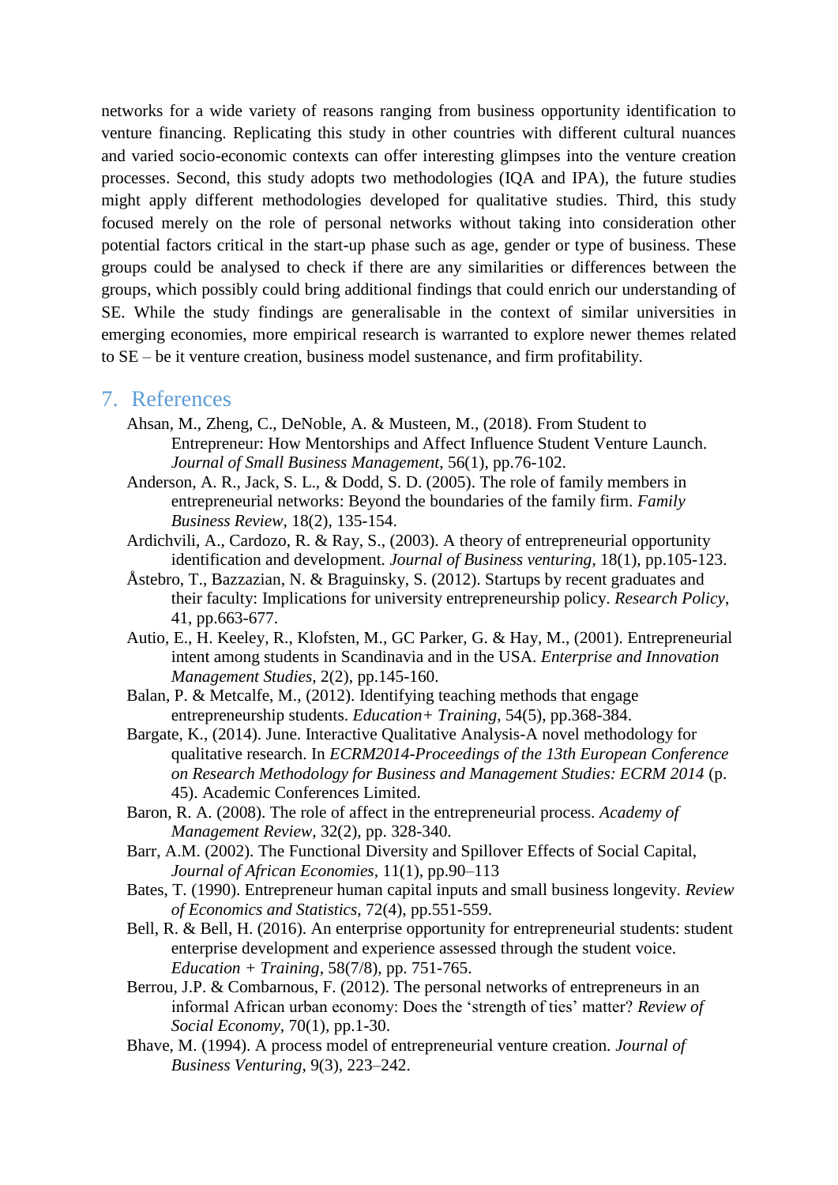networks for a wide variety of reasons ranging from business opportunity identification to venture financing. Replicating this study in other countries with different cultural nuances and varied socio-economic contexts can offer interesting glimpses into the venture creation processes. Second, this study adopts two methodologies (IQA and IPA), the future studies might apply different methodologies developed for qualitative studies. Third, this study focused merely on the role of personal networks without taking into consideration other potential factors critical in the start-up phase such as age, gender or type of business. These groups could be analysed to check if there are any similarities or differences between the groups, which possibly could bring additional findings that could enrich our understanding of SE. While the study findings are generalisable in the context of similar universities in emerging economies, more empirical research is warranted to explore newer themes related to SE – be it venture creation, business model sustenance, and firm profitability.

## 7. References

Ahsan, M., Zheng, C., DeNoble, A. & Musteen, M., (2018). From Student to Entrepreneur: How Mentorships and Affect Influence Student Venture Launch. *Journal of Small Business Management*, 56(1), pp.76-102.

Anderson, A. R., Jack, S. L., & Dodd, S. D. (2005). The role of family members in entrepreneurial networks: Beyond the boundaries of the family firm. *Family Business Review*, 18(2), 135-154.

Ardichvili, A., Cardozo, R. & Ray, S., (2003). A theory of entrepreneurial opportunity identification and development. *Journal of Business venturing*, 18(1), pp.105-123.

Åstebro, T., Bazzazian, N. & Braguinsky, S. (2012). Startups by recent graduates and their faculty: Implications for university entrepreneurship policy. *Research Policy*, 41, pp.663-677.

Autio, E., H. Keeley, R., Klofsten, M., GC Parker, G. & Hay, M., (2001). Entrepreneurial intent among students in Scandinavia and in the USA. *Enterprise and Innovation Management Studies*, 2(2), pp.145-160.

Balan, P. & Metcalfe, M., (2012). Identifying teaching methods that engage entrepreneurship students. *Education+ Training*, 54(5), pp.368-384.

Bargate, K., (2014). June. Interactive Qualitative Analysis-A novel methodology for qualitative research. In *ECRM2014-Proceedings of the 13th European Conference on Research Methodology for Business and Management Studies: ECRM 2014* (p. 45). Academic Conferences Limited.

Baron, R. A. (2008). The role of affect in the entrepreneurial process. *Academy of Management Review*, 32(2), pp. 328-340.

Barr, A.M. (2002). The Functional Diversity and Spillover Effects of Social Capital, *Journal of African Economies*, 11(1), pp.90–113

Bates, T. (1990). Entrepreneur human capital inputs and small business longevity. *Review of Economics and Statistics*, 72(4), pp.551-559.

Bell, R. & Bell, H. (2016). An enterprise opportunity for entrepreneurial students: student enterprise development and experience assessed through the student voice. *Education + Training*, 58(7/8), pp. 751-765.

Berrou, J.P. & Combarnous, F. (2012). The personal networks of entrepreneurs in an informal African urban economy: Does the 'strength of ties' matter? *Review of Social Economy*, 70(1), pp.1-30.

Bhave, M. (1994). A process model of entrepreneurial venture creation. *Journal of Business Venturing*, 9(3), 223–242.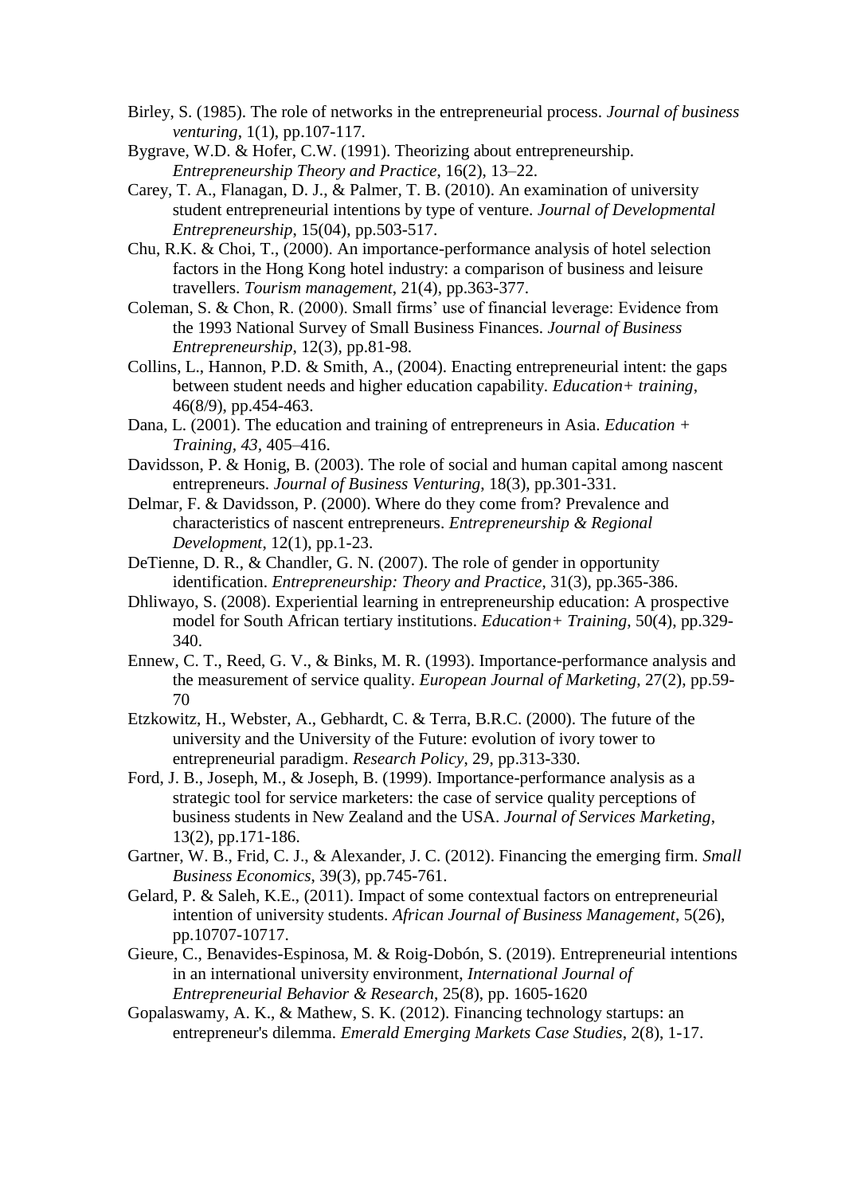Birley, S. (1985). The role of networks in the entrepreneurial process. *Journal of business venturing*, 1(1), pp.107-117.

Bygrave, W.D. & Hofer, C.W. (1991). Theorizing about entrepreneurship. *Entrepreneurship Theory and Practice*, 16(2), 13–22.

Carey, T. A., Flanagan, D. J., & Palmer, T. B. (2010). An examination of university student entrepreneurial intentions by type of venture. *Journal of Developmental Entrepreneurship*, 15(04), pp.503-517.

Chu, R.K. & Choi, T., (2000). An importance-performance analysis of hotel selection factors in the Hong Kong hotel industry: a comparison of business and leisure travellers. *Tourism management*, 21(4), pp.363-377.

Coleman, S. & Chon, R. (2000). Small firms' use of financial leverage: Evidence from the 1993 National Survey of Small Business Finances. *Journal of Business Entrepreneurship*, 12(3), pp.81-98.

Collins, L., Hannon, P.D. & Smith, A., (2004). Enacting entrepreneurial intent: the gaps between student needs and higher education capability. *Education+ training*, 46(8/9), pp.454-463.

Dana, L. (2001). The education and training of entrepreneurs in Asia. *Education + Training, 43*, 405–416.

Davidsson, P. & Honig, B. (2003). The role of social and human capital among nascent entrepreneurs. *Journal of Business Venturing*, 18(3), pp.301-331.

Delmar, F. & Davidsson, P. (2000). Where do they come from? Prevalence and characteristics of nascent entrepreneurs. *Entrepreneurship & Regional Development*, 12(1), pp.1-23.

DeTienne, D. R., & Chandler, G. N. (2007). The role of gender in opportunity identification. *Entrepreneurship: Theory and Practice*, 31(3), pp.365-386.

Dhliwayo, S. (2008). Experiential learning in entrepreneurship education: A prospective model for South African tertiary institutions. *Education+ Training*, 50(4), pp.329-340.

Ennew, C. T., Reed, G. V., & Binks, M. R. (1993). Importance-performance analysis and the measurement of service quality. *European Journal of Marketing*, 27(2), pp.59-70

Etzkowitz, H., Webster, A., Gebhardt, C. & Terra, B.R.C. (2000). The future of the university and the University of the Future: evolution of ivory tower to entrepreneurial paradigm. *Research Policy*, 29, pp.313-330.

Ford, J. B., Joseph, M., & Joseph, B. (1999). Importance-performance analysis as a strategic tool for service marketers: the case of service quality perceptions of business students in New Zealand and the USA. *Journal of Services Marketing*, 13(2), pp.171-186.

Gartner, W. B., Frid, C. J., & Alexander, J. C. (2012). Financing the emerging firm. *Small Business Economics*, 39(3), pp.745-761.

Gelard, P. & Saleh, K.E., (2011). Impact of some contextual factors on entrepreneurial intention of university students. *African Journal of Business Management*, 5(26), pp.10707-10717.

Gieure, C., Benavides-Espinosa, M. & Roig-Dobón, S. (2019). Entrepreneurial intentions in an international university environment, *International Journal of Entrepreneurial Behavior & Research*, 25(8), pp. 1605-1620

Gopalaswamy, A. K., & Mathew, S. K. (2012). Financing technology startups: an entrepreneur's dilemma. *Emerald Emerging Markets Case Studies*, 2(8), 1-17.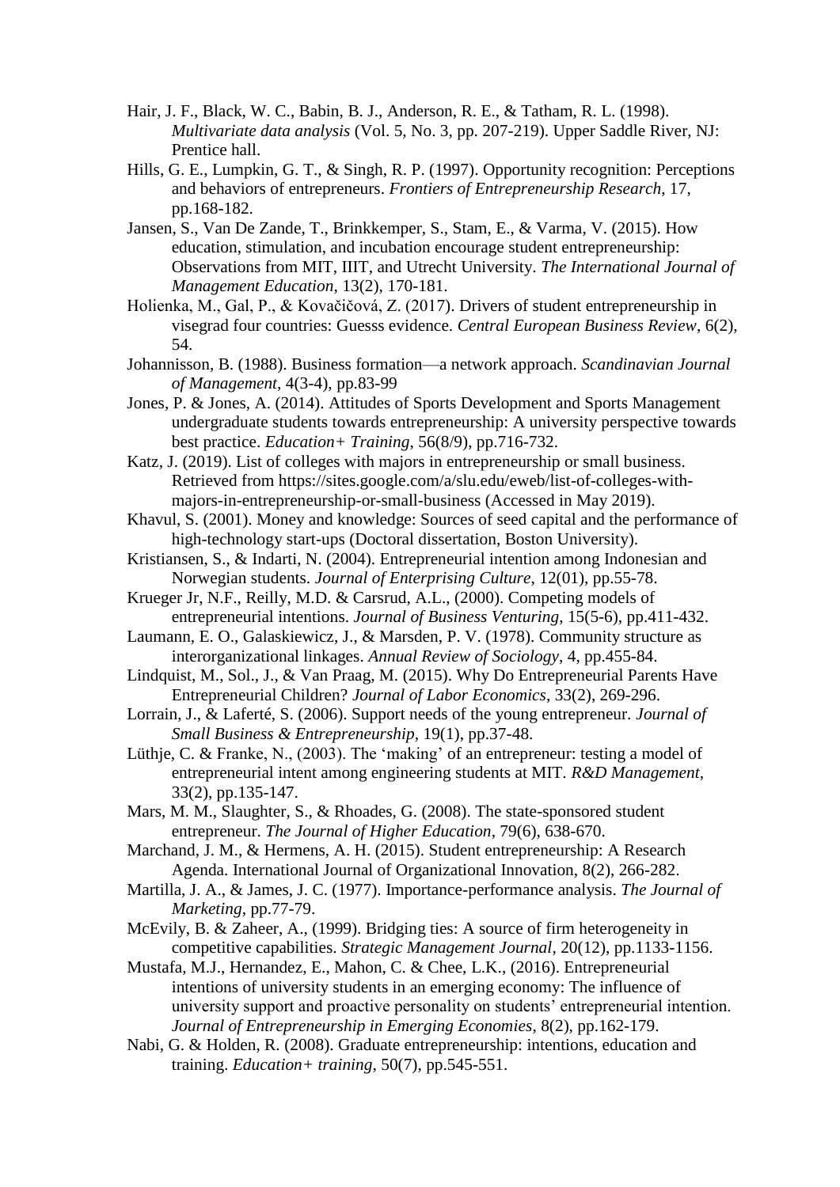Hair, J. F., Black, W. C., Babin, B. J., Anderson, R. E., & Tatham, R. L. (1998). *Multivariate data analysis* (Vol. 5, No. 3, pp. 207-219). Upper Saddle River, NJ: Prentice hall.

Hills, G. E., Lumpkin, G. T., & Singh, R. P. (1997). Opportunity recognition: Perceptions and behaviors of entrepreneurs. *Frontiers of Entrepreneurship Research*, 17, pp.168-182.

Jansen, S., Van De Zande, T., Brinkkemper, S., Stam, E., & Varma, V. (2015). How education, stimulation, and incubation encourage student entrepreneurship: Observations from MIT, IIIT, and Utrecht University. *The International Journal of Management Education*, 13(2), 170-181.

Holienka, M., Gal, P., & Kovačičová, Z. (2017). Drivers of student entrepreneurship in visegrad four countries: Guesss evidence. *Central European Business Review*, 6(2), 54.

Johannisson, B. (1988). Business formation—a network approach. *Scandinavian Journal of Management*, 4(3-4), pp.83-99

Jones, P. & Jones, A. (2014). Attitudes of Sports Development and Sports Management undergraduate students towards entrepreneurship: A university perspective towards best practice. *Education+ Training*, 56(8/9), pp.716-732.

Katz, J. (2019). List of colleges with majors in entrepreneurship or small business. Retrieved from https://sites.google.com/a/slu.edu/eweb/list-of-colleges-with-majors-in-entrepreneurship-or-small-business (Accessed in May 2019).

Khavul, S. (2001). Money and knowledge: Sources of seed capital and the performance of high-technology start-ups (Doctoral dissertation, Boston University).

Kristiansen, S., & Indarti, N. (2004). Entrepreneurial intention among Indonesian and Norwegian students. *Journal of Enterprising Culture*, 12(01), pp.55-78.

Krueger Jr, N.F., Reilly, M.D. & Carsrud, A.L., (2000). Competing models of entrepreneurial intentions. *Journal of Business Venturing*, 15(5-6), pp.411-432.

Laumann, E. O., Galaskiewicz, J., & Marsden, P. V. (1978). Community structure as interorganizational linkages. *Annual Review of Sociology*, 4, pp.455-84.

Lindquist, M., Sol., J., & Van Praag, M. (2015). Why Do Entrepreneurial Parents Have Entrepreneurial Children? *Journal of Labor Economics*, 33(2), 269-296.

Lorrain, J., & Laferté, S. (2006). Support needs of the young entrepreneur. *Journal of Small Business & Entrepreneurship*, 19(1), pp.37-48.

Lüthje, C. & Franke, N., (2003). The 'making' of an entrepreneur: testing a model of entrepreneurial intent among engineering students at MIT. *R&D Management*, 33(2), pp.135-147.

Mars, M. M., Slaughter, S., & Rhoades, G. (2008). The state-sponsored student entrepreneur. *The Journal of Higher Education*, 79(6), 638-670.

Marchand, J. M., & Hermens, A. H. (2015). Student entrepreneurship: A Research Agenda. International Journal of Organizational Innovation, 8(2), 266-282.

Martilla, J. A., & James, J. C. (1977). Importance-performance analysis. *The Journal of Marketing*, pp.77-79.

McEvily, B. & Zaheer, A., (1999). Bridging ties: A source of firm heterogeneity in competitive capabilities. *Strategic Management Journal*, 20(12), pp.1133-1156.

Mustafa, M.J., Hernandez, E., Mahon, C. & Chee, L.K., (2016). Entrepreneurial intentions of university students in an emerging economy: The influence of university support and proactive personality on students' entrepreneurial intention. *Journal of Entrepreneurship in Emerging Economies*, 8(2), pp.162-179.

Nabi, G. & Holden, R. (2008). Graduate entrepreneurship: intentions, education and training. *Education+ training*, 50(7), pp.545-551.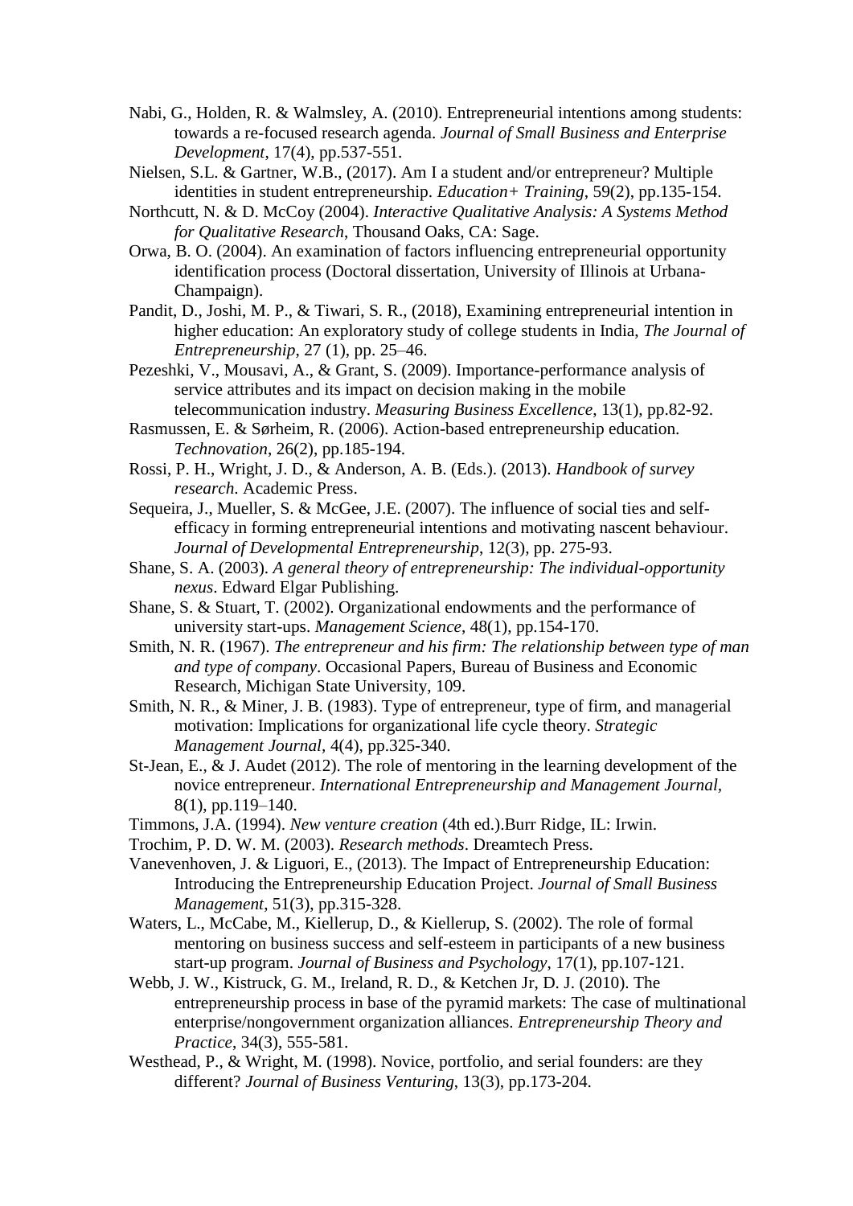Nabi, G., Holden, R. & Walmsley, A. (2010). Entrepreneurial intentions among students: towards a re-focused research agenda. *Journal of Small Business and Enterprise Development*, 17(4), pp.537-551.

Nielsen, S.L. & Gartner, W.B., (2017). Am I a student and/or entrepreneur? Multiple identities in student entrepreneurship. *Education+ Training*, 59(2), pp.135-154.

Northcutt, N. & D. McCoy (2004). *Interactive Qualitative Analysis: A Systems Method for Qualitative Research*, Thousand Oaks, CA: Sage.

Orwa, B. O. (2004). An examination of factors influencing entrepreneurial opportunity identification process (Doctoral dissertation, University of Illinois at Urbana-Champaign).

Pandit, D., Joshi, M. P., & Tiwari, S. R., (2018), Examining entrepreneurial intention in higher education: An exploratory study of college students in India, *The Journal of Entrepreneurship*, 27 (1), pp. 25–46.

Pezeshki, V., Mousavi, A., & Grant, S. (2009). Importance-performance analysis of service attributes and its impact on decision making in the mobile telecommunication industry. *Measuring Business Excellence*, 13(1), pp.82-92.

Rasmussen, E. & Sørheim, R. (2006). Action-based entrepreneurship education. *Technovation*, 26(2), pp.185-194.

Rossi, P. H., Wright, J. D., & Anderson, A. B. (Eds.). (2013). *Handbook of survey research*. Academic Press.

Sequeira, J., Mueller, S. & McGee, J.E. (2007). The influence of social ties and self-efficacy in forming entrepreneurial intentions and motivating nascent behaviour. *Journal of Developmental Entrepreneurship*, 12(3), pp. 275-93.

Shane, S. A. (2003). *A general theory of entrepreneurship: The individual-opportunity nexus*. Edward Elgar Publishing.

Shane, S. & Stuart, T. (2002). Organizational endowments and the performance of university start-ups. *Management Science*, 48(1), pp.154-170.

Smith, N. R. (1967). *The entrepreneur and his firm: The relationship between type of man and type of company*. Occasional Papers, Bureau of Business and Economic Research, Michigan State University, 109.

Smith, N. R., & Miner, J. B. (1983). Type of entrepreneur, type of firm, and managerial motivation: Implications for organizational life cycle theory. *Strategic Management Journal*, 4(4), pp.325-340.

St-Jean, E., & J. Audet (2012). The role of mentoring in the learning development of the novice entrepreneur. *International Entrepreneurship and Management Journal*, 8(1), pp.119–140.

Timmons, J.A. (1994). *New venture creation* (4th ed.).Burr Ridge, IL: Irwin.

Trochim, P. D. W. M. (2003). *Research methods*. Dreamtech Press.

Vanevenhoven, J. & Liguori, E., (2013). The Impact of Entrepreneurship Education: Introducing the Entrepreneurship Education Project. *Journal of Small Business Management*, 51(3), pp.315-328.

Waters, L., McCabe, M., Kiellerup, D., & Kiellerup, S. (2002). The role of formal mentoring on business success and self-esteem in participants of a new business start-up program. *Journal of Business and Psychology*, 17(1), pp.107-121.

Webb, J. W., Kistruck, G. M., Ireland, R. D., & Ketchen Jr, D. J. (2010). The entrepreneurship process in base of the pyramid markets: The case of multinational enterprise/nongovernment organization alliances. *Entrepreneurship Theory and Practice*, 34(3), 555-581.

Westhead, P., & Wright, M. (1998). Novice, portfolio, and serial founders: are they different? *Journal of Business Venturing*, 13(3), pp.173-204.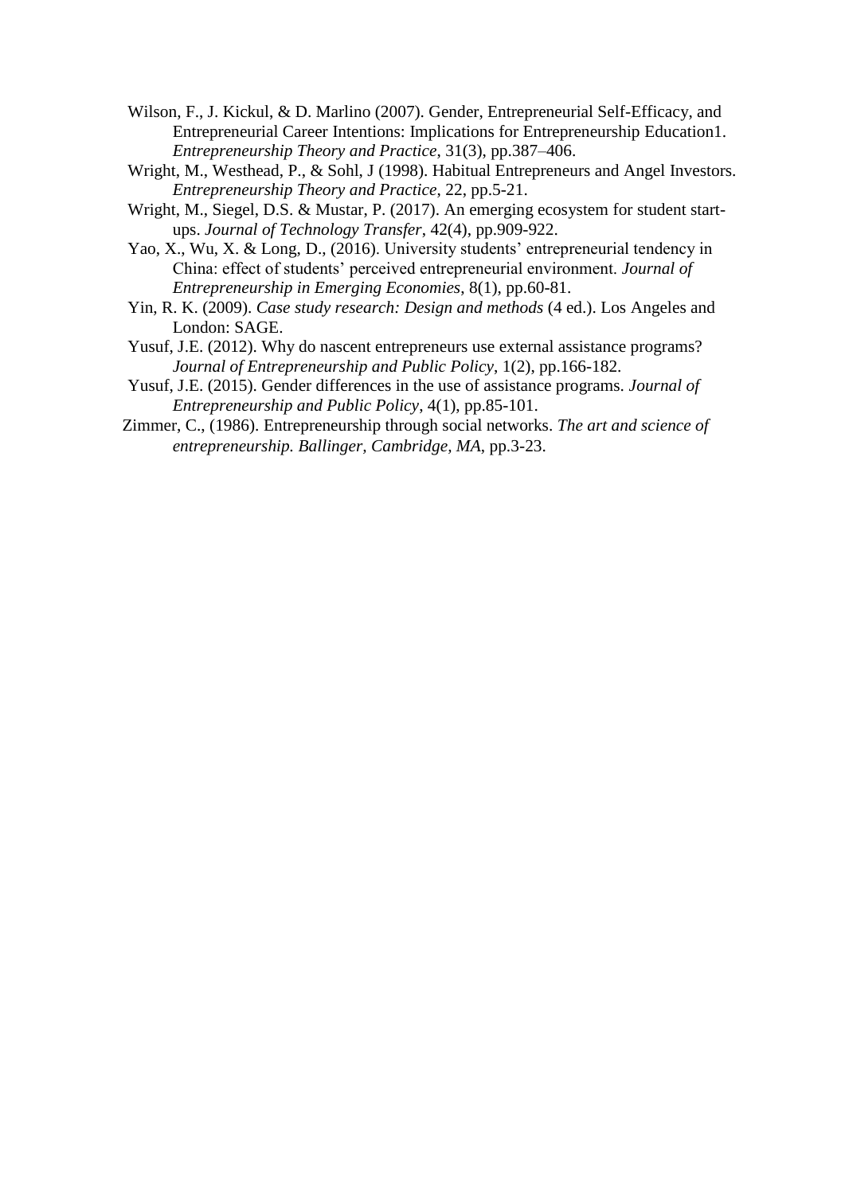Wilson, F., J. Kickul, & D. Marlino (2007). Gender, Entrepreneurial Self-Efficacy, and Entrepreneurial Career Intentions: Implications for Entrepreneurship Education1. *Entrepreneurship Theory and Practice*, 31(3), pp.387–406.

Wright, M., Westhead, P., & Sohl, J (1998). Habitual Entrepreneurs and Angel Investors. *Entrepreneurship Theory and Practice*, 22, pp.5-21.

Wright, M., Siegel, D.S. & Mustar, P. (2017). An emerging ecosystem for student start-ups. *Journal of Technology Transfer*, 42(4), pp.909-922.

Yao, X., Wu, X. & Long, D., (2016). University students' entrepreneurial tendency in China: effect of students' perceived entrepreneurial environment. *Journal of Entrepreneurship in Emerging Economies*, 8(1), pp.60-81.

Yin, R. K. (2009). *Case study research: Design and methods* (4 ed.). Los Angeles and London: SAGE.

Yusuf, J.E. (2012). Why do nascent entrepreneurs use external assistance programs? *Journal of Entrepreneurship and Public Policy*, 1(2), pp.166-182.

Yusuf, J.E. (2015). Gender differences in the use of assistance programs. *Journal of Entrepreneurship and Public Policy*, 4(1), pp.85-101.

Zimmer, C., (1986). Entrepreneurship through social networks. *The art and science of entrepreneurship. Ballinger, Cambridge, MA*, pp.3-23.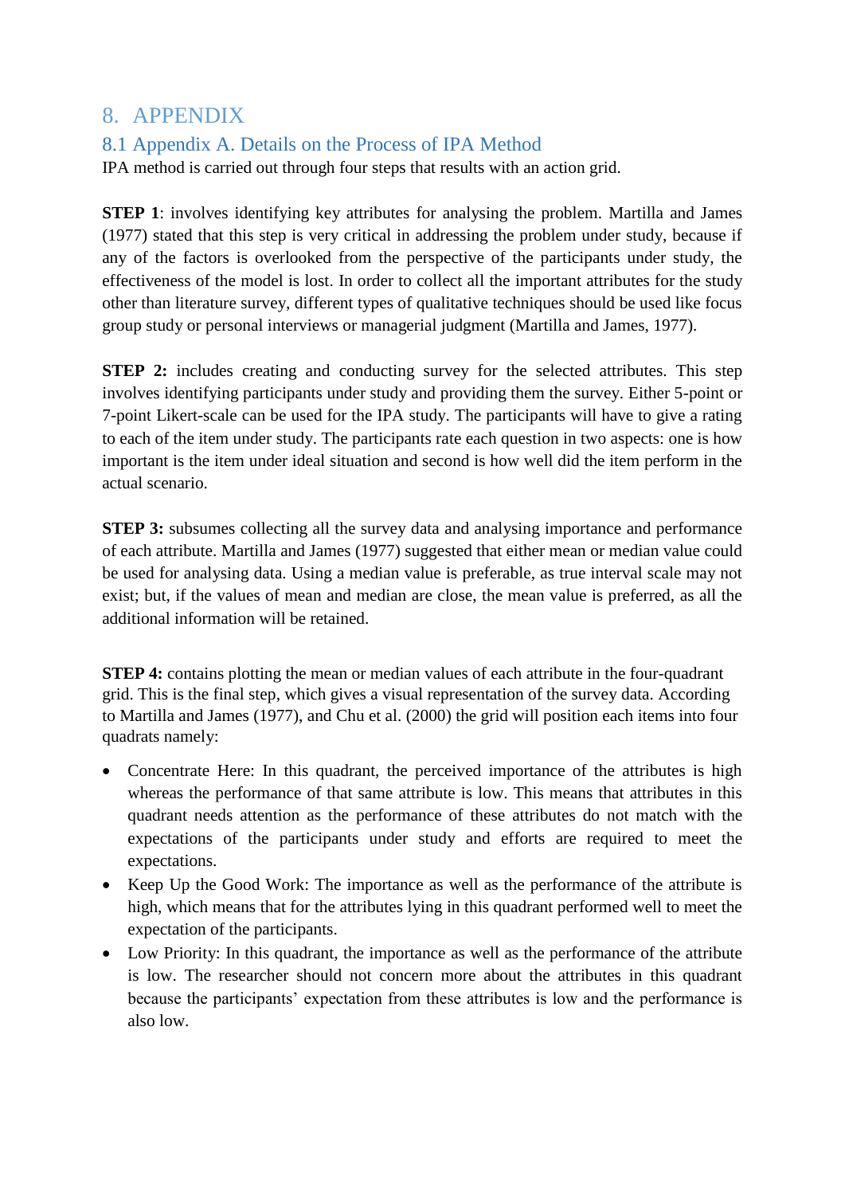# 8. APPENDIX

## 8.1 Appendix A. Details on the Process of IPA Method

IPA method is carried out through four steps that results with an action grid.

**STEP 1**: involves identifying key attributes for analysing the problem. Martilla and James (1977) stated that this step is very critical in addressing the problem under study, because if any of the factors is overlooked from the perspective of the participants under study, the effectiveness of the model is lost. In order to collect all the important attributes for the study other than literature survey, different types of qualitative techniques should be used like focus group study or personal interviews or managerial judgment (Martilla and James, 1977).

**STEP 2:** includes creating and conducting survey for the selected attributes. This step involves identifying participants under study and providing them the survey. Either 5-point or 7-point Likert-scale can be used for the IPA study. The participants will have to give a rating to each of the item under study. The participants rate each question in two aspects: one is how important is the item under ideal situation and second is how well did the item perform in the actual scenario.

**STEP 3:** subsumes collecting all the survey data and analysing importance and performance of each attribute. Martilla and James (1977) suggested that either mean or median value could be used for analysing data. Using a median value is preferable, as true interval scale may not exist; but, if the values of mean and median are close, the mean value is preferred, as all the additional information will be retained.

**STEP 4:** contains plotting the mean or median values of each attribute in the four-quadrant grid. This is the final step, which gives a visual representation of the survey data. According to Martilla and James (1977), and Chu et al. (2000) the grid will position each items into four quadrats namely:

- Concentrate Here: In this quadrant, the perceived importance of the attributes is high whereas the performance of that same attribute is low. This means that attributes in this quadrant needs attention as the performance of these attributes do not match with the expectations of the participants under study and efforts are required to meet the expectations.
- Keep Up the Good Work: The importance as well as the performance of the attribute is high, which means that for the attributes lying in this quadrant performed well to meet the expectation of the participants.
- Low Priority: In this quadrant, the importance as well as the performance of the attribute is low. The researcher should not concern more about the attributes in this quadrant because the participants' expectation from these attributes is low and the performance is also low.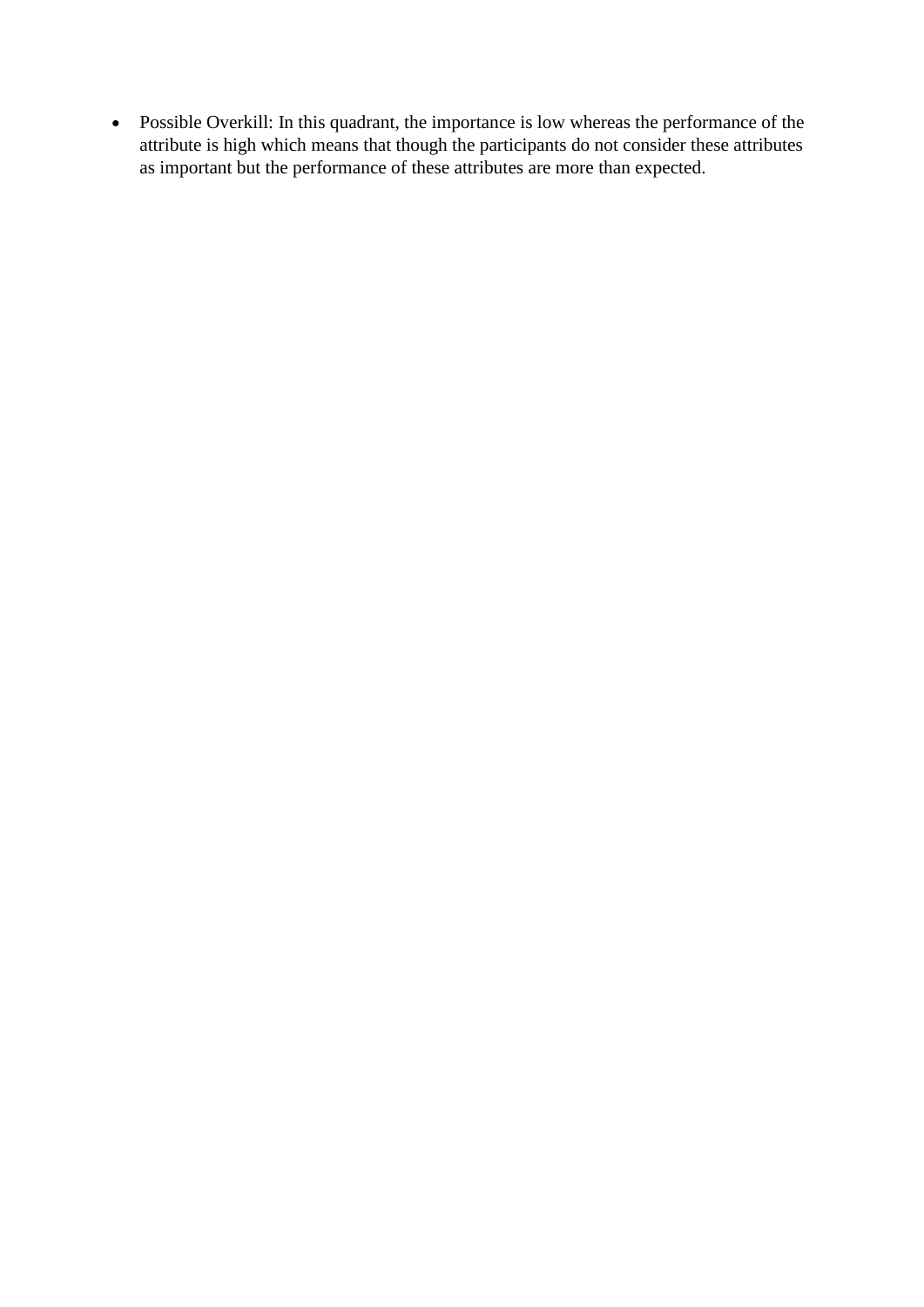- Possible Overkill: In this quadrant, the importance is low whereas the performance of the attribute is high which means that though the participants do not consider these attributes as important but the performance of these attributes are more than expected.